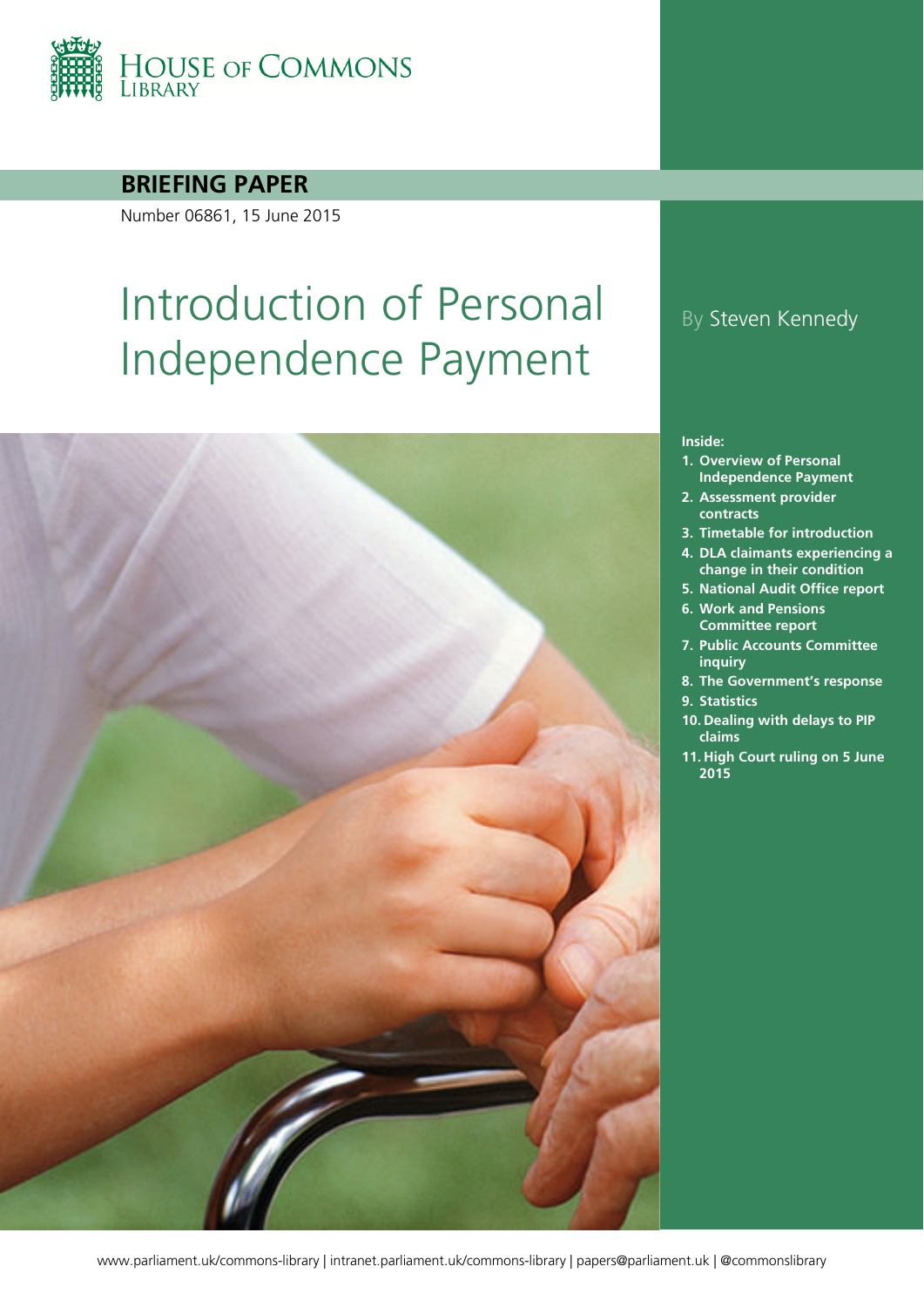HOUSE OF COMMONS LIBRARY

**BRIEFING PAPER**

Number 06861, 15 June 2015

# Introduction of Personal Independence Payment

By Steven Kennedy

**Inside:**

1. **Overview of Personal Independence Payment**
2. **Assessment provider contracts**
3. **Timetable for introduction**
4. **DLA claimants experiencing a change in their condition**
5. **National Audit Office report**
6. **Work and Pensions Committee report**
7. **Public Accounts Committee inquiry**
8. **The Government's response**
9. **Statistics**
10. **Dealing with delays to PIP claims**
11. **High Court ruling on 5 June 2015**

www.parliament.uk/commons-library | intranet.parliament.uk/commons-library | papers@parliament.uk | @commonslibrary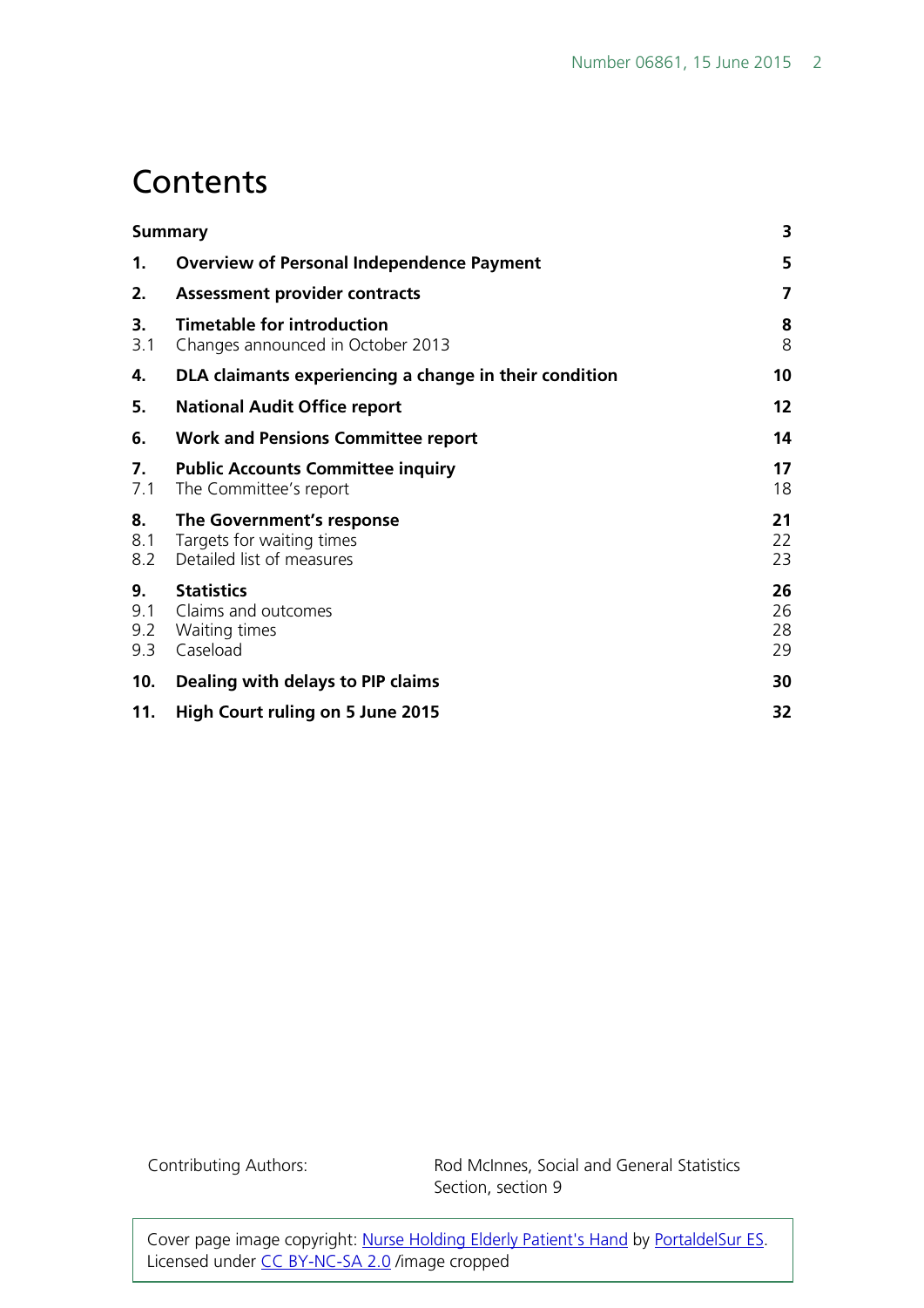# Contents

| | | |
|---|---|---|
| **Summary** | | **3** |
| **1.** | **Overview of Personal Independence Payment** | **5** |
| **2.** | **Assessment provider contracts** | **7** |
| **3.** | **Timetable for introduction** | **8** |
| 3.1 | Changes announced in October 2013 | 8 |
| **4.** | **DLA claimants experiencing a change in their condition** | **10** |
| **5.** | **National Audit Office report** | **12** |
| **6.** | **Work and Pensions Committee report** | **14** |
| **7.** | **Public Accounts Committee inquiry** | **17** |
| 7.1 | The Committee's report | 18 |
| **8.** | **The Government's response** | **21** |
| 8.1 | Targets for waiting times | 22 |
| 8.2 | Detailed list of measures | 23 |
| **9.** | **Statistics** | **26** |
| 9.1 | Claims and outcomes | 26 |
| 9.2 | Waiting times | 28 |
| 9.3 | Caseload | 29 |
| **10.** | **Dealing with delays to PIP claims** | **30** |
| **11.** | **High Court ruling on 5 June 2015** | **32** |

Contributing Authors: Rod McInnes, Social and General Statistics Section, section 9

Cover page image copyright: Nurse Holding Elderly Patient's Hand by PortaldelSur ES. Licensed under CC BY-NC-SA 2.0 /image cropped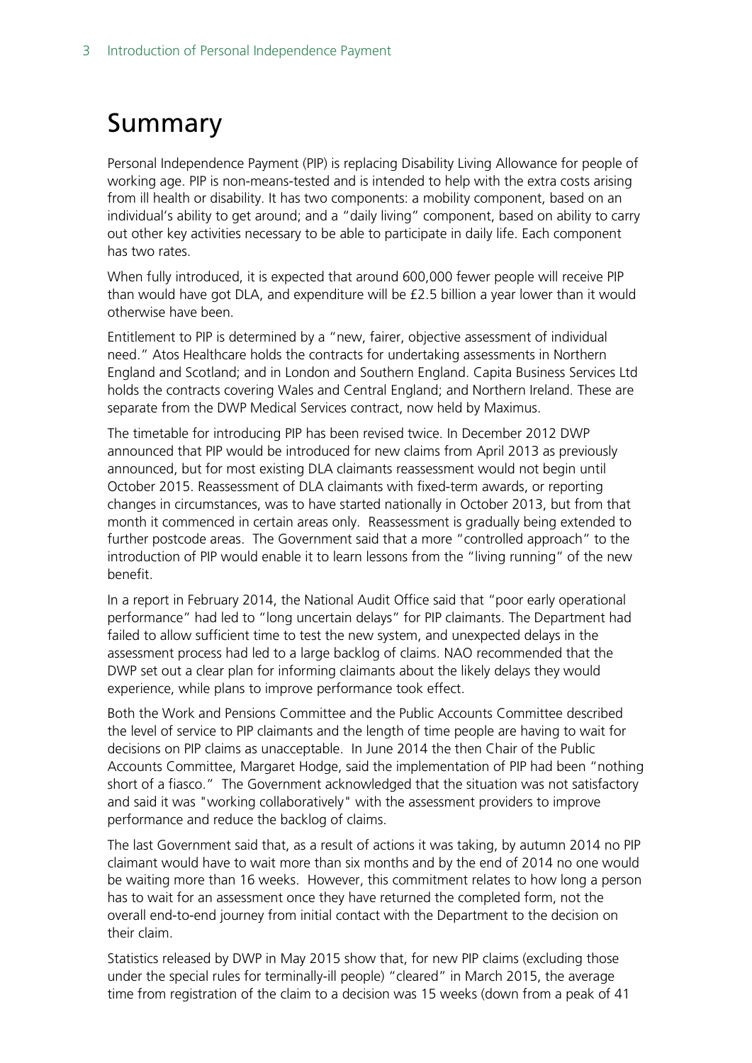# Summary

Personal Independence Payment (PIP) is replacing Disability Living Allowance for people of working age. PIP is non-means-tested and is intended to help with the extra costs arising from ill health or disability. It has two components: a mobility component, based on an individual's ability to get around; and a "daily living" component, based on ability to carry out other key activities necessary to be able to participate in daily life. Each component has two rates.

When fully introduced, it is expected that around 600,000 fewer people will receive PIP than would have got DLA, and expenditure will be £2.5 billion a year lower than it would otherwise have been.

Entitlement to PIP is determined by a "new, fairer, objective assessment of individual need." Atos Healthcare holds the contracts for undertaking assessments in Northern England and Scotland; and in London and Southern England. Capita Business Services Ltd holds the contracts covering Wales and Central England; and Northern Ireland. These are separate from the DWP Medical Services contract, now held by Maximus.

The timetable for introducing PIP has been revised twice. In December 2012 DWP announced that PIP would be introduced for new claims from April 2013 as previously announced, but for most existing DLA claimants reassessment would not begin until October 2015. Reassessment of DLA claimants with fixed-term awards, or reporting changes in circumstances, was to have started nationally in October 2013, but from that month it commenced in certain areas only. Reassessment is gradually being extended to further postcode areas. The Government said that a more "controlled approach" to the introduction of PIP would enable it to learn lessons from the "living running" of the new benefit.

In a report in February 2014, the National Audit Office said that "poor early operational performance" had led to "long uncertain delays" for PIP claimants. The Department had failed to allow sufficient time to test the new system, and unexpected delays in the assessment process had led to a large backlog of claims. NAO recommended that the DWP set out a clear plan for informing claimants about the likely delays they would experience, while plans to improve performance took effect.

Both the Work and Pensions Committee and the Public Accounts Committee described the level of service to PIP claimants and the length of time people are having to wait for decisions on PIP claims as unacceptable. In June 2014 the then Chair of the Public Accounts Committee, Margaret Hodge, said the implementation of PIP had been "nothing short of a fiasco." The Government acknowledged that the situation was not satisfactory and said it was "working collaboratively" with the assessment providers to improve performance and reduce the backlog of claims.

The last Government said that, as a result of actions it was taking, by autumn 2014 no PIP claimant would have to wait more than six months and by the end of 2014 no one would be waiting more than 16 weeks. However, this commitment relates to how long a person has to wait for an assessment once they have returned the completed form, not the overall end-to-end journey from initial contact with the Department to the decision on their claim.

Statistics released by DWP in May 2015 show that, for new PIP claims (excluding those under the special rules for terminally-ill people) "cleared" in March 2015, the average time from registration of the claim to a decision was 15 weeks (down from a peak of 41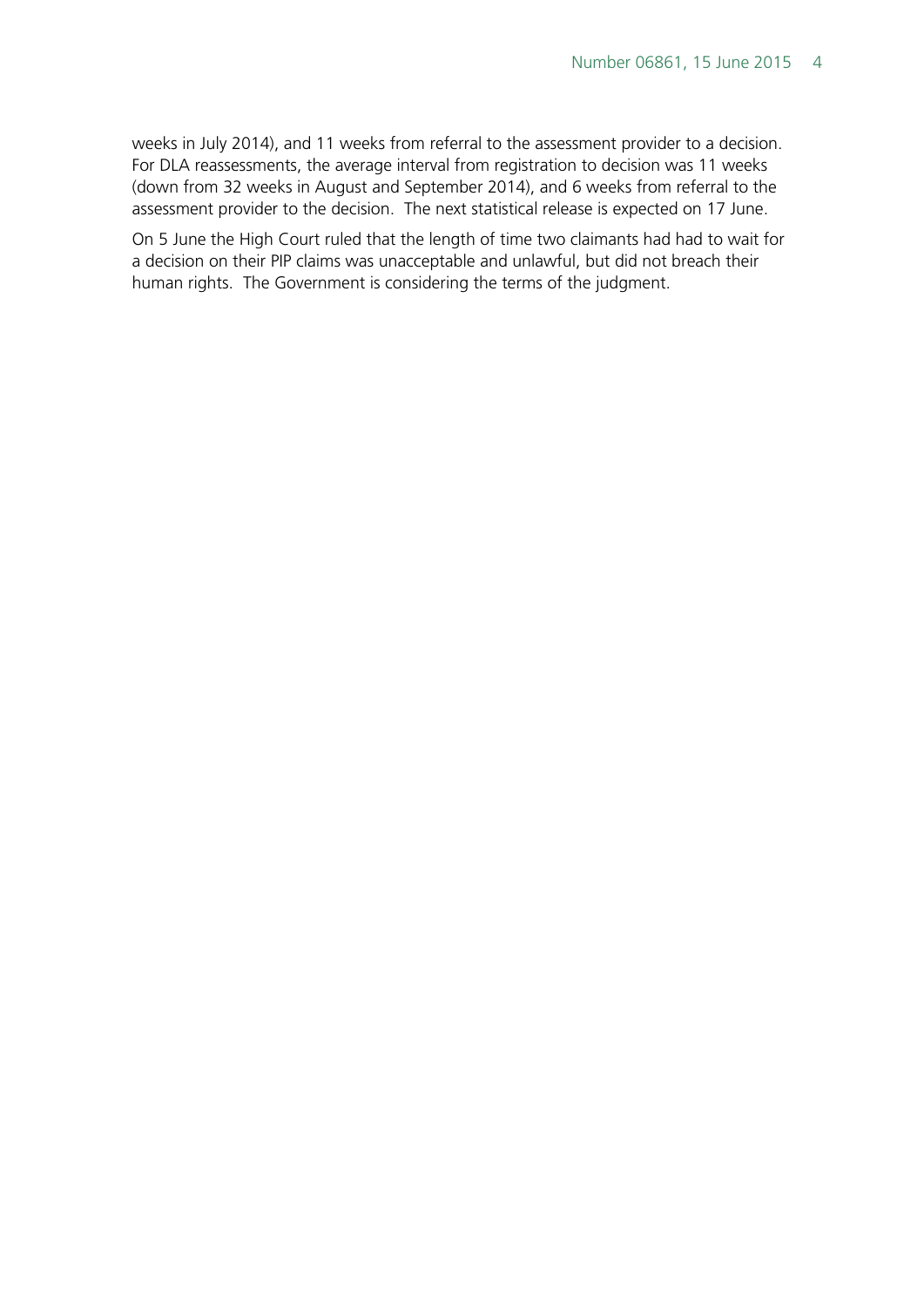weeks in July 2014), and 11 weeks from referral to the assessment provider to a decision. For DLA reassessments, the average interval from registration to decision was 11 weeks (down from 32 weeks in August and September 2014), and 6 weeks from referral to the assessment provider to the decision. The next statistical release is expected on 17 June.

On 5 June the High Court ruled that the length of time two claimants had had to wait for a decision on their PIP claims was unacceptable and unlawful, but did not breach their human rights. The Government is considering the terms of the judgment.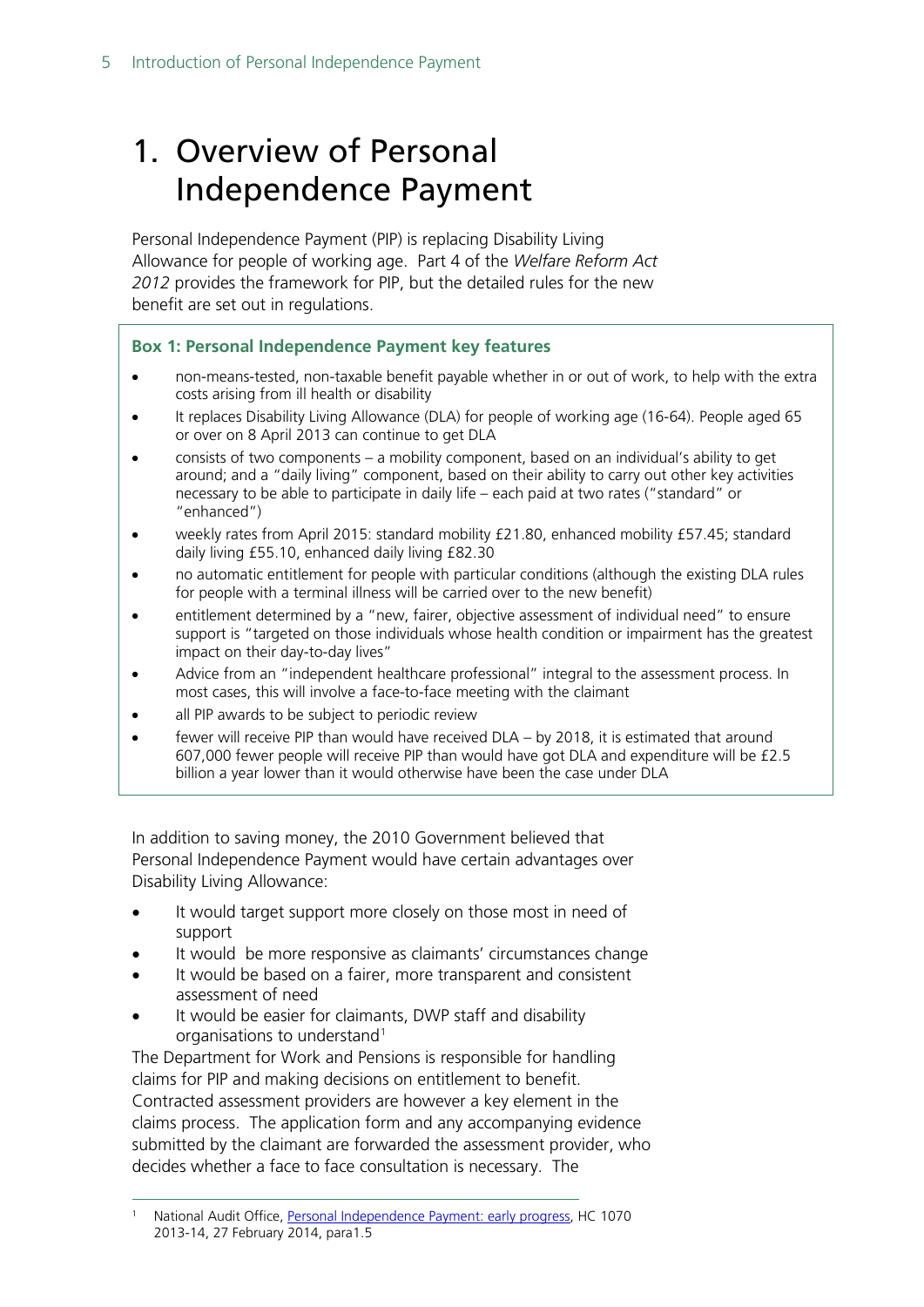# 1. Overview of Personal Independence Payment

Personal Independence Payment (PIP) is replacing Disability Living Allowance for people of working age. Part 4 of the *Welfare Reform Act 2012* provides the framework for PIP, but the detailed rules for the new benefit are set out in regulations.

**Box 1: Personal Independence Payment key features**

- non-means-tested, non-taxable benefit payable whether in or out of work, to help with the extra costs arising from ill health or disability
- It replaces Disability Living Allowance (DLA) for people of working age (16-64). People aged 65 or over on 8 April 2013 can continue to get DLA
- consists of two components – a mobility component, based on an individual's ability to get around; and a "daily living" component, based on their ability to carry out other key activities necessary to be able to participate in daily life – each paid at two rates ("standard" or "enhanced")
- weekly rates from April 2015: standard mobility £21.80, enhanced mobility £57.45; standard daily living £55.10, enhanced daily living £82.30
- no automatic entitlement for people with particular conditions (although the existing DLA rules for people with a terminal illness will be carried over to the new benefit)
- entitlement determined by a "new, fairer, objective assessment of individual need" to ensure support is "targeted on those individuals whose health condition or impairment has the greatest impact on their day-to-day lives"
- Advice from an "independent healthcare professional" integral to the assessment process. In most cases, this will involve a face-to-face meeting with the claimant
- all PIP awards to be subject to periodic review
- fewer will receive PIP than would have received DLA – by 2018, it is estimated that around 607,000 fewer people will receive PIP than would have got DLA and expenditure will be £2.5 billion a year lower than it would otherwise have been the case under DLA

In addition to saving money, the 2010 Government believed that Personal Independence Payment would have certain advantages over Disability Living Allowance:

- It would target support more closely on those most in need of support
- It would be more responsive as claimants' circumstances change
- It would be based on a fairer, more transparent and consistent assessment of need
- It would be easier for claimants, DWP staff and disability organisations to understand[1]

The Department for Work and Pensions is responsible for handling claims for PIP and making decisions on entitlement to benefit. Contracted assessment providers are however a key element in the claims process. The application form and any accompanying evidence submitted by the claimant are forwarded the assessment provider, who decides whether a face to face consultation is necessary. The

[1] National Audit Office, Personal Independence Payment: early progress, HC 1070 2013-14, 27 February 2014, para1.5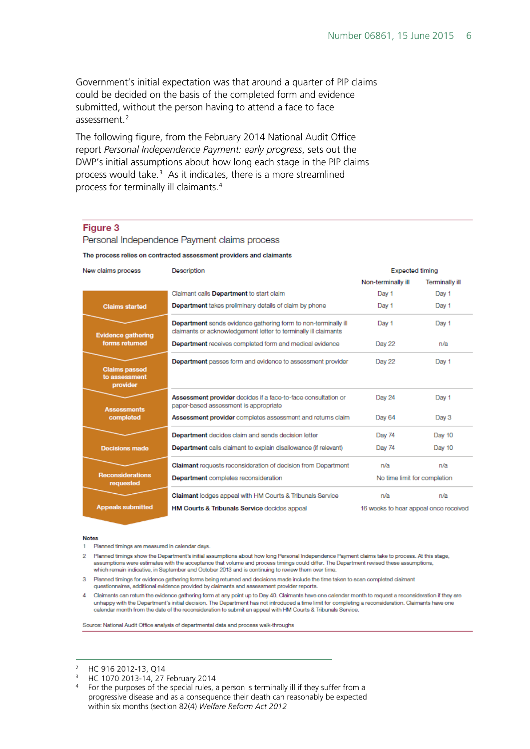Government's initial expectation was that around a quarter of PIP claims could be decided on the basis of the completed form and evidence submitted, without the person having to attend a face to face assessment.[2]

The following figure, from the February 2014 National Audit Office report *Personal Independence Payment: early progress*, sets out the DWP's initial assumptions about how long each stage in the PIP claims process would take.[3] As it indicates, there is a more streamlined process for terminally ill claimants.[4]

**Figure 3**

Personal Independence Payment claims process

**The process relies on contracted assessment providers and claimants**

| New claims process | Description | Expected timing | |
|---|---|---|---|
| | | Non-terminally ill | Terminally ill |
| Claims started | Claimant calls **Department** to start claim | Day 1 | Day 1 |
| | **Department** takes preliminary details of claim by phone | Day 1 | Day 1 |
| Evidence gathering forms returned | **Department** sends evidence gathering form to non-terminally ill claimants or acknowledgement letter to terminally ill claimants | Day 1 | Day 1 |
| | **Department** receives completed form and medical evidence | Day 22 | n/a |
| Claims passed to assessment provider | **Department** passes form and evidence to assessment provider | Day 22 | Day 1 |
| Assessments completed | **Assessment provider** decides if a face-to-face consultation or paper-based assessment is appropriate | Day 24 | Day 1 |
| | **Assessment provider** completes assessment and returns claim | Day 64 | Day 3 |
| Decisions made | **Department** decides claim and sends decision letter | Day 74 | Day 10 |
| | **Department** calls claimant to explain disallowance (if relevant) | Day 74 | Day 10 |
| Reconsiderations requested | **Claimant** requests reconsideration of decision from Department | n/a | n/a |
| | **Department** completes reconsideration | No time limit for completion | |
| Appeals submitted | **Claimant** lodges appeal with HM Courts & Tribunals Service | n/a | n/a |
| | **HM Courts & Tribunals Service** decides appeal | 16 weeks to hear appeal once received | |

**Notes**

1. Planned timings are measured in calendar days.
2. Planned timings show the Department's initial assumptions about how long Personal Independence Payment claims take to process. At this stage, assumptions were estimates with the acceptance that volume and process timings could differ. The Department revised these assumptions, which remain indicative, in September and October 2013 and is continuing to review them over time.
3. Planned timings for evidence gathering forms being returned and decisions made include the time taken to scan completed claimant questionnaires, additional evidence provided by claimants and assessment provider reports.
4. Claimants can return the evidence gathering form at any point up to Day 40. Claimants have one calendar month to request a reconsideration if they are unhappy with the Department's initial decision. The Department has not introduced a time limit for completing a reconsideration. Claimants have one calendar month from the date of the reconsideration to submit an appeal with HM Courts & Tribunals Service.

Source: National Audit Office analysis of departmental data and process walk-throughs

---

[2] HC 916 2012-13, Q14

[3] HC 1070 2013-14, 27 February 2014

[4] For the purposes of the special rules, a person is terminally ill if they suffer from a progressive disease and as a consequence their death can reasonably be expected within six months (section 82(4) *Welfare Reform Act 2012*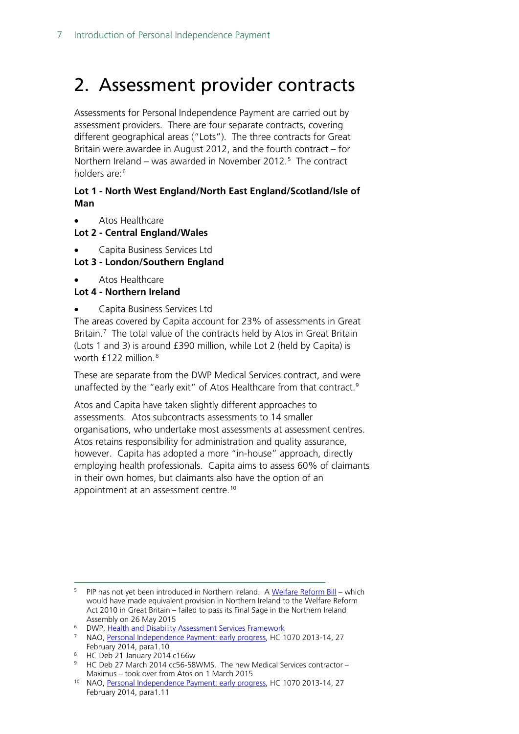# 2. Assessment provider contracts

Assessments for Personal Independence Payment are carried out by assessment providers. There are four separate contracts, covering different geographical areas ("Lots"). The three contracts for Great Britain were awardee in August 2012, and the fourth contract – for Northern Ireland – was awarded in November 2012.[5] The contract holders are:[6]

**Lot 1 - North West England/North East England/Scotland/Isle of Man**

- Atos Healthcare

**Lot 2 - Central England/Wales**

- Capita Business Services Ltd

**Lot 3 - London/Southern England**

- Atos Healthcare

**Lot 4 - Northern Ireland**

- Capita Business Services Ltd

The areas covered by Capita account for 23% of assessments in Great Britain.[7] The total value of the contracts held by Atos in Great Britain (Lots 1 and 3) is around £390 million, while Lot 2 (held by Capita) is worth £122 million.[8]

These are separate from the DWP Medical Services contract, and were unaffected by the "early exit" of Atos Healthcare from that contract.[9]

Atos and Capita have taken slightly different approaches to assessments. Atos subcontracts assessments to 14 smaller organisations, who undertake most assessments at assessment centres. Atos retains responsibility for administration and quality assurance, however. Capita has adopted a more "in-house" approach, directly employing health professionals. Capita aims to assess 60% of claimants in their own homes, but claimants also have the option of an appointment at an assessment centre.[10]

---

[5] PIP has not yet been introduced in Northern Ireland. A Welfare Reform Bill – which would have made equivalent provision in Northern Ireland to the Welfare Reform Act 2010 in Great Britain – failed to pass its Final Sage in the Northern Ireland Assembly on 26 May 2015

[6] DWP, Health and Disability Assessment Services Framework

[7] NAO, Personal Independence Payment: early progress, HC 1070 2013-14, 27 February 2014, para1.10

[8] HC Deb 21 January 2014 c166w

[9] HC Deb 27 March 2014 cc56-58WMS. The new Medical Services contractor – Maximus – took over from Atos on 1 March 2015

[10] NAO, Personal Independence Payment: early progress, HC 1070 2013-14, 27 February 2014, para1.11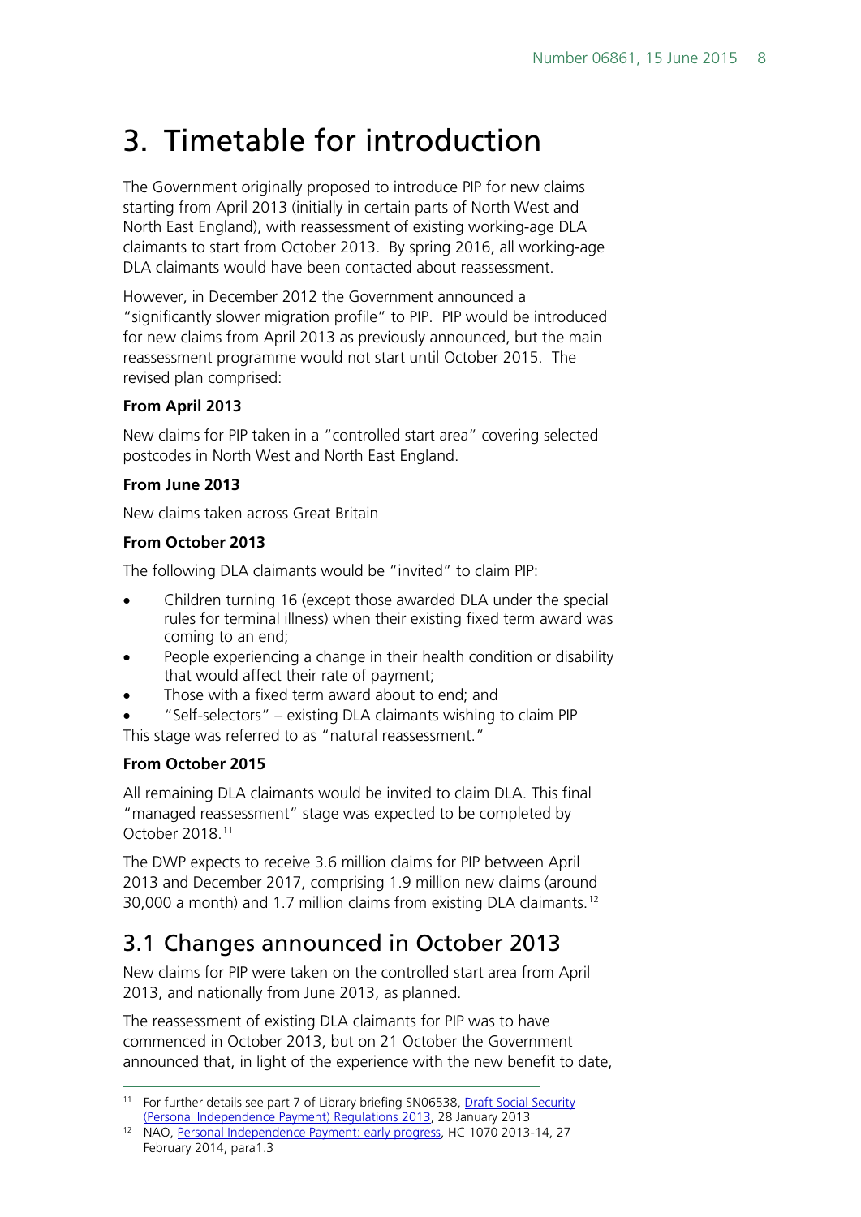# 3. Timetable for introduction

The Government originally proposed to introduce PIP for new claims starting from April 2013 (initially in certain parts of North West and North East England), with reassessment of existing working-age DLA claimants to start from October 2013. By spring 2016, all working-age DLA claimants would have been contacted about reassessment.

However, in December 2012 the Government announced a "significantly slower migration profile" to PIP. PIP would be introduced for new claims from April 2013 as previously announced, but the main reassessment programme would not start until October 2015. The revised plan comprised:

**From April 2013**

New claims for PIP taken in a "controlled start area" covering selected postcodes in North West and North East England.

**From June 2013**

New claims taken across Great Britain

**From October 2013**

The following DLA claimants would be "invited" to claim PIP:

- Children turning 16 (except those awarded DLA under the special rules for terminal illness) when their existing fixed term award was coming to an end;
- People experiencing a change in their health condition or disability that would affect their rate of payment;
- Those with a fixed term award about to end; and
- "Self-selectors" – existing DLA claimants wishing to claim PIP

This stage was referred to as "natural reassessment."

**From October 2015**

All remaining DLA claimants would be invited to claim DLA. This final "managed reassessment" stage was expected to be completed by October 2018.[11]

The DWP expects to receive 3.6 million claims for PIP between April 2013 and December 2017, comprising 1.9 million new claims (around 30,000 a month) and 1.7 million claims from existing DLA claimants.[12]

## 3.1 Changes announced in October 2013

New claims for PIP were taken on the controlled start area from April 2013, and nationally from June 2013, as planned.

The reassessment of existing DLA claimants for PIP was to have commenced in October 2013, but on 21 October the Government announced that, in light of the experience with the new benefit to date,

---

[11] For further details see part 7 of Library briefing SN06538, Draft Social Security (Personal Independence Payment) Regulations 2013, 28 January 2013

[12] NAO, Personal Independence Payment: early progress, HC 1070 2013-14, 27 February 2014, para1.3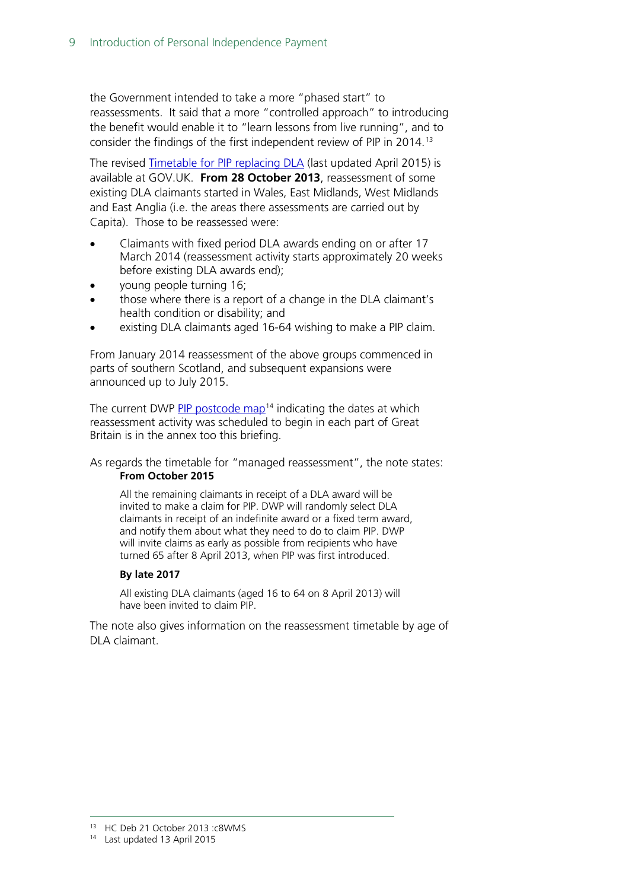the Government intended to take a more "phased start" to reassessments. It said that a more "controlled approach" to introducing the benefit would enable it to "learn lessons from live running", and to consider the findings of the first independent review of PIP in 2014.[13]

The revised Timetable for PIP replacing DLA (last updated April 2015) is available at GOV.UK. **From 28 October 2013**, reassessment of some existing DLA claimants started in Wales, East Midlands, West Midlands and East Anglia (i.e. the areas there assessments are carried out by Capita). Those to be reassessed were:

- Claimants with fixed period DLA awards ending on or after 17 March 2014 (reassessment activity starts approximately 20 weeks before existing DLA awards end);
- young people turning 16;
- those where there is a report of a change in the DLA claimant's health condition or disability; and
- existing DLA claimants aged 16-64 wishing to make a PIP claim.

From January 2014 reassessment of the above groups commenced in parts of southern Scotland, and subsequent expansions were announced up to July 2015.

The current DWP PIP postcode map[14] indicating the dates at which reassessment activity was scheduled to begin in each part of Great Britain is in the annex too this briefing.

As regards the timetable for "managed reassessment", the note states:

> **From October 2015**
>
> All the remaining claimants in receipt of a DLA award will be invited to make a claim for PIP. DWP will randomly select DLA claimants in receipt of an indefinite award or a fixed term award, and notify them about what they need to do to claim PIP. DWP will invite claims as early as possible from recipients who have turned 65 after 8 April 2013, when PIP was first introduced.
>
> **By late 2017**
>
> All existing DLA claimants (aged 16 to 64 on 8 April 2013) will have been invited to claim PIP.

The note also gives information on the reassessment timetable by age of DLA claimant.

[13] HC Deb 21 October 2013 :c8WMS

[14] Last updated 13 April 2015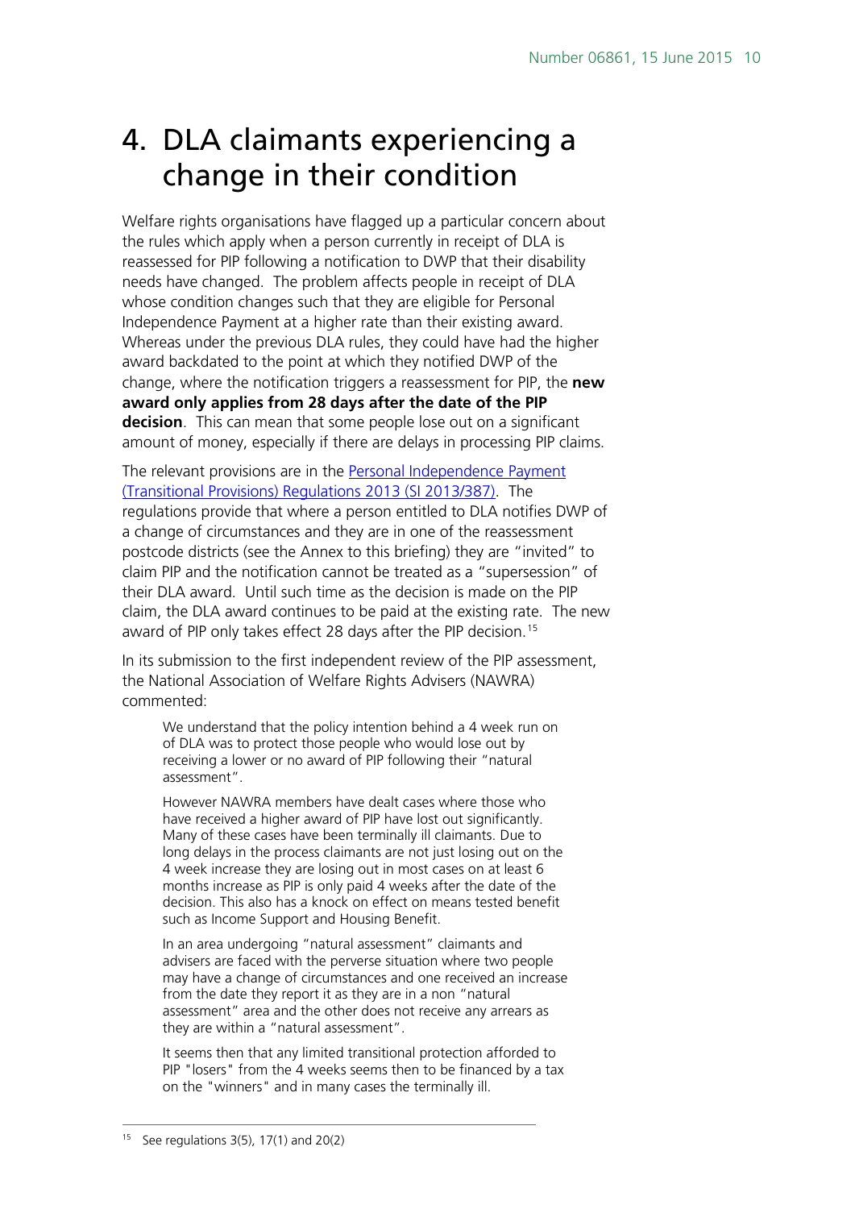# 4. DLA claimants experiencing a change in their condition

Welfare rights organisations have flagged up a particular concern about the rules which apply when a person currently in receipt of DLA is reassessed for PIP following a notification to DWP that their disability needs have changed. The problem affects people in receipt of DLA whose condition changes such that they are eligible for Personal Independence Payment at a higher rate than their existing award. Whereas under the previous DLA rules, they could have had the higher award backdated to the point at which they notified DWP of the change, where the notification triggers a reassessment for PIP, the **new award only applies from 28 days after the date of the PIP decision**. This can mean that some people lose out on a significant amount of money, especially if there are delays in processing PIP claims.

The relevant provisions are in the [Personal Independence Payment (Transitional Provisions) Regulations 2013 (SI 2013/387)](). The regulations provide that where a person entitled to DLA notifies DWP of a change of circumstances and they are in one of the reassessment postcode districts (see the Annex to this briefing) they are "invited" to claim PIP and the notification cannot be treated as a "supersession" of their DLA award. Until such time as the decision is made on the PIP claim, the DLA award continues to be paid at the existing rate. The new award of PIP only takes effect 28 days after the PIP decision.[15]

In its submission to the first independent review of the PIP assessment, the National Association of Welfare Rights Advisers (NAWRA) commented:

> We understand that the policy intention behind a 4 week run on of DLA was to protect those people who would lose out by receiving a lower or no award of PIP following their "natural assessment".
>
> However NAWRA members have dealt cases where those who have received a higher award of PIP have lost out significantly. Many of these cases have been terminally ill claimants. Due to long delays in the process claimants are not just losing out on the 4 week increase they are losing out in most cases on at least 6 months increase as PIP is only paid 4 weeks after the date of the decision. This also has a knock on effect on means tested benefit such as Income Support and Housing Benefit.
>
> In an area undergoing "natural assessment" claimants and advisers are faced with the perverse situation where two people may have a change of circumstances and one received an increase from the date they report it as they are in a non "natural assessment" area and the other does not receive any arrears as they are within a "natural assessment".
>
> It seems then that any limited transitional protection afforded to PIP "losers" from the 4 weeks seems then to be financed by a tax on the "winners" and in many cases the terminally ill.

[15] See regulations 3(5), 17(1) and 20(2)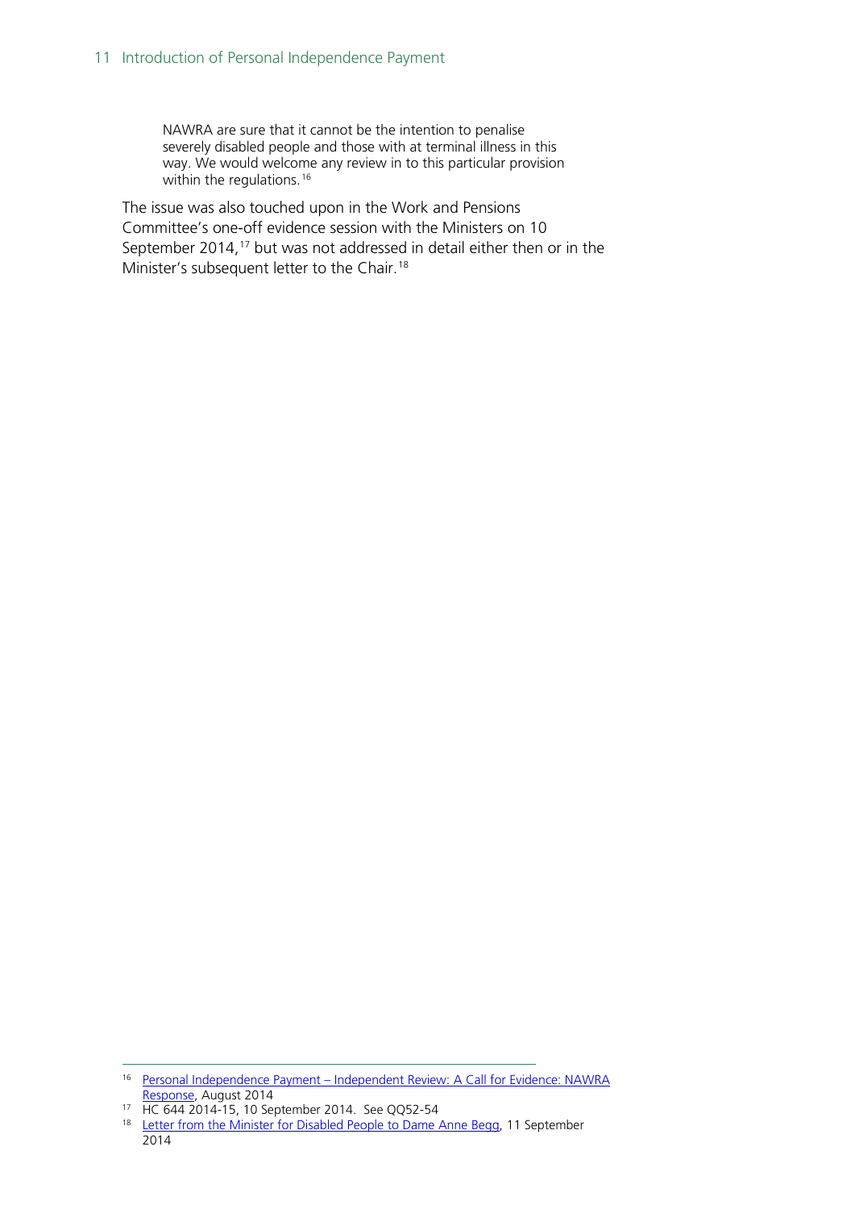> NAWRA are sure that it cannot be the intention to penalise severely disabled people and those with at terminal illness in this way. We would welcome any review in to this particular provision within the regulations.[16]

The issue was also touched upon in the Work and Pensions Committee's one-off evidence session with the Ministers on 10 September 2014,[17] but was not addressed in detail either then or in the Minister's subsequent letter to the Chair.[18]

---

[16] Personal Independence Payment – Independent Review: A Call for Evidence: NAWRA Response, August 2014

[17] HC 644 2014-15, 10 September 2014. See QQ52-54

[18] Letter from the Minister for Disabled People to Dame Anne Begg, 11 September 2014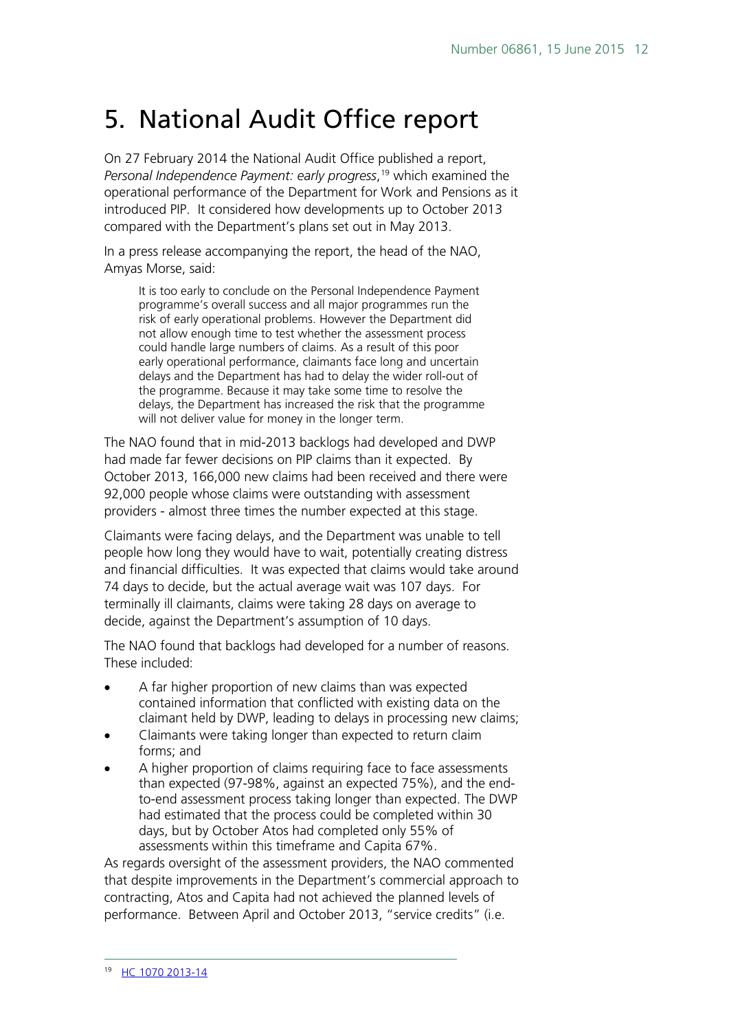# 5. National Audit Office report

On 27 February 2014 the National Audit Office published a report, *Personal Independence Payment: early progress*,[19] which examined the operational performance of the Department for Work and Pensions as it introduced PIP. It considered how developments up to October 2013 compared with the Department's plans set out in May 2013.

In a press release accompanying the report, the head of the NAO, Amyas Morse, said:

> It is too early to conclude on the Personal Independence Payment programme's overall success and all major programmes run the risk of early operational problems. However the Department did not allow enough time to test whether the assessment process could handle large numbers of claims. As a result of this poor early operational performance, claimants face long and uncertain delays and the Department has had to delay the wider roll-out of the programme. Because it may take some time to resolve the delays, the Department has increased the risk that the programme will not deliver value for money in the longer term.

The NAO found that in mid-2013 backlogs had developed and DWP had made far fewer decisions on PIP claims than it expected. By October 2013, 166,000 new claims had been received and there were 92,000 people whose claims were outstanding with assessment providers - almost three times the number expected at this stage.

Claimants were facing delays, and the Department was unable to tell people how long they would have to wait, potentially creating distress and financial difficulties. It was expected that claims would take around 74 days to decide, but the actual average wait was 107 days. For terminally ill claimants, claims were taking 28 days on average to decide, against the Department's assumption of 10 days.

The NAO found that backlogs had developed for a number of reasons. These included:

- A far higher proportion of new claims than was expected contained information that conflicted with existing data on the claimant held by DWP, leading to delays in processing new claims;
- Claimants were taking longer than expected to return claim forms; and
- A higher proportion of claims requiring face to face assessments than expected (97-98%, against an expected 75%), and the end-to-end assessment process taking longer than expected. The DWP had estimated that the process could be completed within 30 days, but by October Atos had completed only 55% of assessments within this timeframe and Capita 67%.

As regards oversight of the assessment providers, the NAO commented that despite improvements in the Department's commercial approach to contracting, Atos and Capita had not achieved the planned levels of performance. Between April and October 2013, "service credits" (i.e.

---

[19] HC 1070 2013-14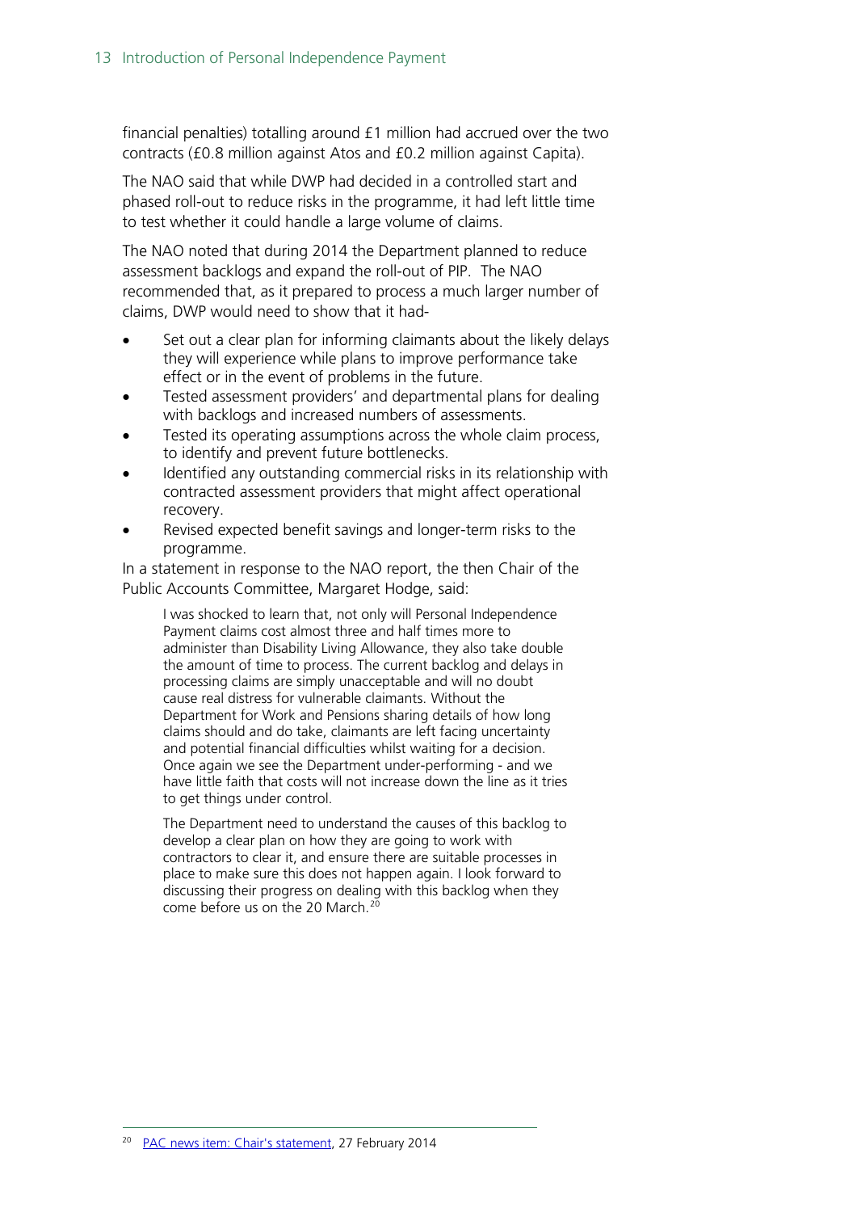financial penalties) totalling around £1 million had accrued over the two contracts (£0.8 million against Atos and £0.2 million against Capita).

The NAO said that while DWP had decided in a controlled start and phased roll-out to reduce risks in the programme, it had left little time to test whether it could handle a large volume of claims.

The NAO noted that during 2014 the Department planned to reduce assessment backlogs and expand the roll-out of PIP. The NAO recommended that, as it prepared to process a much larger number of claims, DWP would need to show that it had-

- Set out a clear plan for informing claimants about the likely delays they will experience while plans to improve performance take effect or in the event of problems in the future.
- Tested assessment providers' and departmental plans for dealing with backlogs and increased numbers of assessments.
- Tested its operating assumptions across the whole claim process, to identify and prevent future bottlenecks.
- Identified any outstanding commercial risks in its relationship with contracted assessment providers that might affect operational recovery.
- Revised expected benefit savings and longer-term risks to the programme.

In a statement in response to the NAO report, the then Chair of the Public Accounts Committee, Margaret Hodge, said:

> I was shocked to learn that, not only will Personal Independence Payment claims cost almost three and half times more to administer than Disability Living Allowance, they also take double the amount of time to process. The current backlog and delays in processing claims are simply unacceptable and will no doubt cause real distress for vulnerable claimants. Without the Department for Work and Pensions sharing details of how long claims should and do take, claimants are left facing uncertainty and potential financial difficulties whilst waiting for a decision. Once again we see the Department under-performing - and we have little faith that costs will not increase down the line as it tries to get things under control.
>
> The Department need to understand the causes of this backlog to develop a clear plan on how they are going to work with contractors to clear it, and ensure there are suitable processes in place to make sure this does not happen again. I look forward to discussing their progress on dealing with this backlog when they come before us on the 20 March.[20]

[20] PAC news item: Chair's statement, 27 February 2014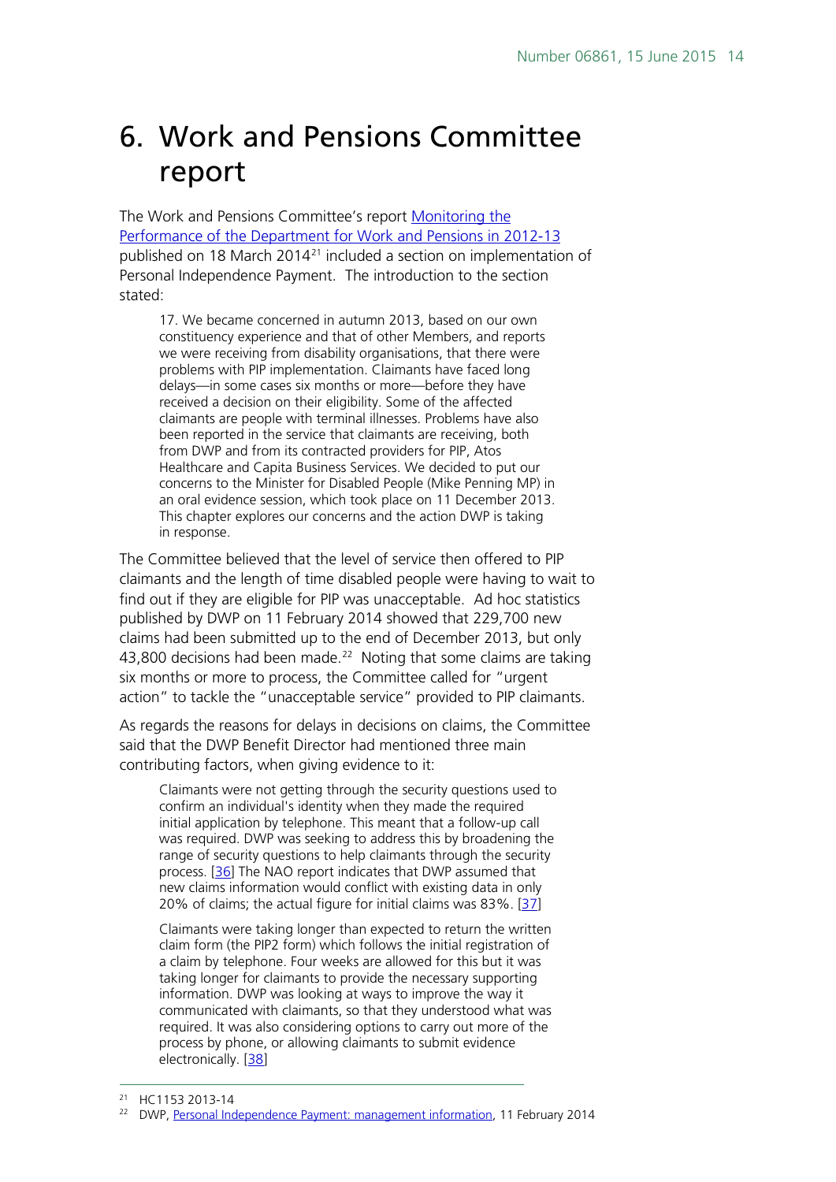# 6. Work and Pensions Committee report

The Work and Pensions Committee's report [Monitoring the Performance of the Department for Work and Pensions in 2012-13](#) published on 18 March 2014[21] included a section on implementation of Personal Independence Payment. The introduction to the section stated:

> 17. We became concerned in autumn 2013, based on our own constituency experience and that of other Members, and reports we were receiving from disability organisations, that there were problems with PIP implementation. Claimants have faced long delays—in some cases six months or more—before they have received a decision on their eligibility. Some of the affected claimants are people with terminal illnesses. Problems have also been reported in the service that claimants are receiving, both from DWP and from its contracted providers for PIP, Atos Healthcare and Capita Business Services. We decided to put our concerns to the Minister for Disabled People (Mike Penning MP) in an oral evidence session, which took place on 11 December 2013. This chapter explores our concerns and the action DWP is taking in response.

The Committee believed that the level of service then offered to PIP claimants and the length of time disabled people were having to wait to find out if they are eligible for PIP was unacceptable. Ad hoc statistics published by DWP on 11 February 2014 showed that 229,700 new claims had been submitted up to the end of December 2013, but only 43,800 decisions had been made.[22] Noting that some claims are taking six months or more to process, the Committee called for "urgent action" to tackle the "unacceptable service" provided to PIP claimants.

As regards the reasons for delays in decisions on claims, the Committee said that the DWP Benefit Director had mentioned three main contributing factors, when giving evidence to it:

> Claimants were not getting through the security questions used to confirm an individual's identity when they made the required initial application by telephone. This meant that a follow-up call was required. DWP was seeking to address this by broadening the range of security questions to help claimants through the security process. [36] The NAO report indicates that DWP assumed that new claims information would conflict with existing data in only 20% of claims; the actual figure for initial claims was 83%. [37]
>
> Claimants were taking longer than expected to return the written claim form (the PIP2 form) which follows the initial registration of a claim by telephone. Four weeks are allowed for this but it was taking longer for claimants to provide the necessary supporting information. DWP was looking at ways to improve the way it communicated with claimants, so that they understood what was required. It was also considering options to carry out more of the process by phone, or allowing claimants to submit evidence electronically. [38]

---

[21] HC1153 2013-14

[22] DWP, [Personal Independence Payment: management information](#), 11 February 2014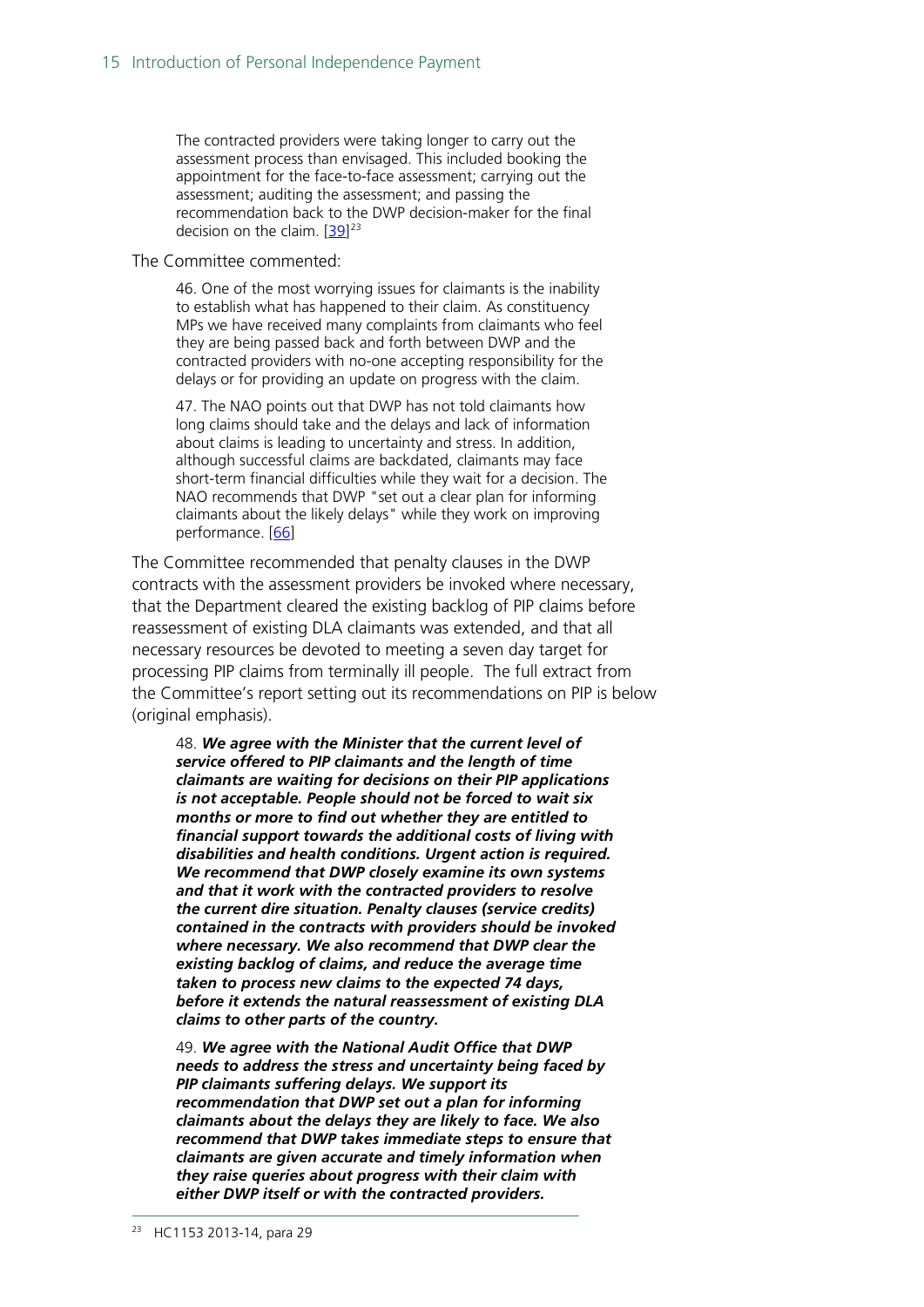> The contracted providers were taking longer to carry out the assessment process than envisaged. This included booking the appointment for the face-to-face assessment; carrying out the assessment; auditing the assessment; and passing the recommendation back to the DWP decision-maker for the final decision on the claim. [39][23]

The Committee commented:

> 46. One of the most worrying issues for claimants is the inability to establish what has happened to their claim. As constituency MPs we have received many complaints from claimants who feel they are being passed back and forth between DWP and the contracted providers with no-one accepting responsibility for the delays or for providing an update on progress with the claim.
>
> 47. The NAO points out that DWP has not told claimants how long claims should take and the delays and lack of information about claims is leading to uncertainty and stress. In addition, although successful claims are backdated, claimants may face short-term financial difficulties while they wait for a decision. The NAO recommends that DWP "set out a clear plan for informing claimants about the likely delays" while they work on improving performance. [66]

The Committee recommended that penalty clauses in the DWP contracts with the assessment providers be invoked where necessary, that the Department cleared the existing backlog of PIP claims before reassessment of existing DLA claimants was extended, and that all necessary resources be devoted to meeting a seven day target for processing PIP claims from terminally ill people. The full extract from the Committee's report setting out its recommendations on PIP is below (original emphasis).

> 48. ***We agree with the Minister that the current level of service offered to PIP claimants and the length of time claimants are waiting for decisions on their PIP applications is not acceptable. People should not be forced to wait six months or more to find out whether they are entitled to financial support towards the additional costs of living with disabilities and health conditions. Urgent action is required. We recommend that DWP closely examine its own systems and that it work with the contracted providers to resolve the current dire situation. Penalty clauses (service credits) contained in the contracts with providers should be invoked where necessary. We also recommend that DWP clear the existing backlog of claims, and reduce the average time taken to process new claims to the expected 74 days, before it extends the natural reassessment of existing DLA claims to other parts of the country.***
>
> 49. ***We agree with the National Audit Office that DWP needs to address the stress and uncertainty being faced by PIP claimants suffering delays. We support its recommendation that DWP set out a plan for informing claimants about the delays they are likely to face. We also recommend that DWP takes immediate steps to ensure that claimants are given accurate and timely information when they raise queries about progress with their claim with either DWP itself or with the contracted providers.***

[23] HC1153 2013-14, para 29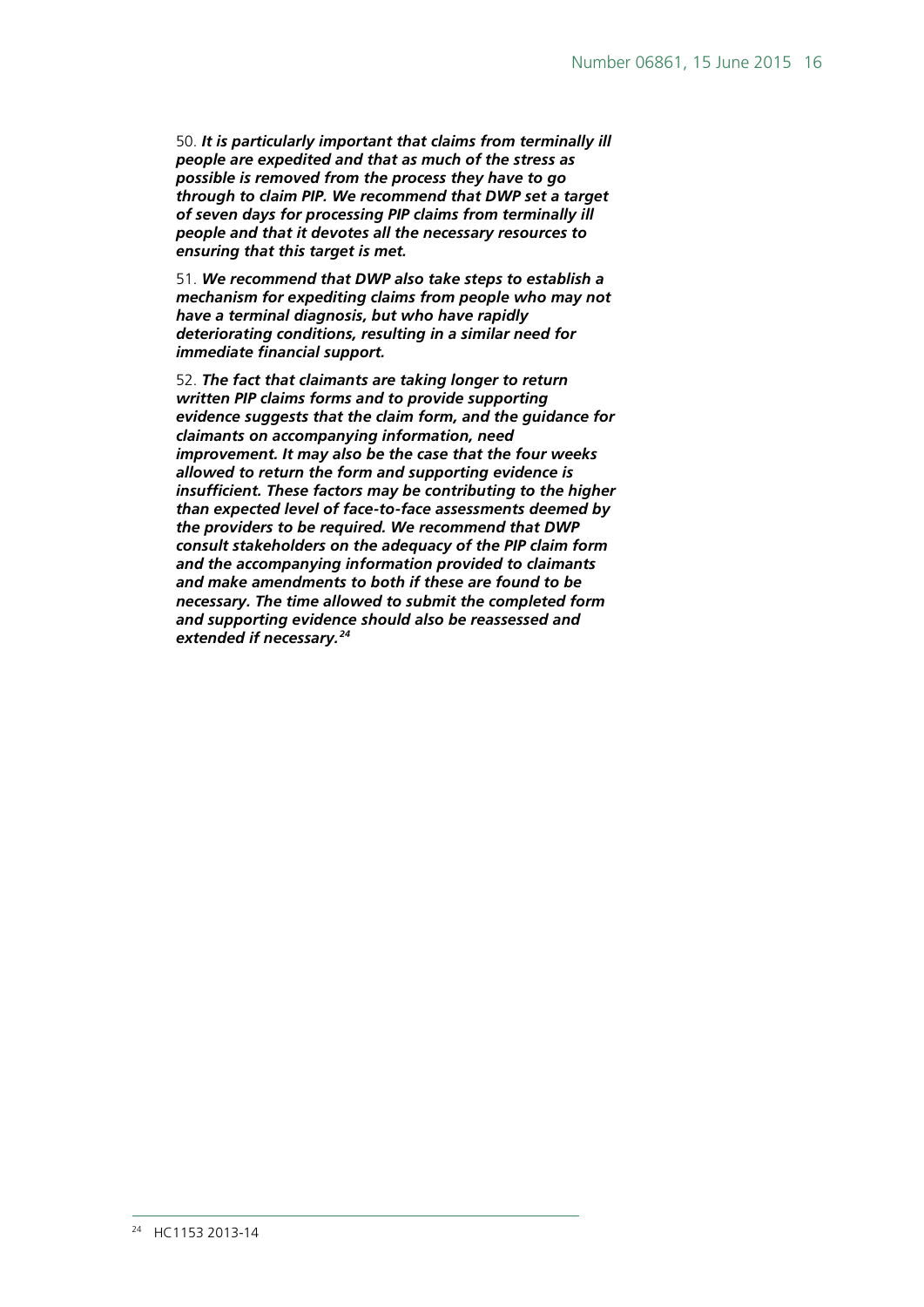50. ***It is particularly important that claims from terminally ill people are expedited and that as much of the stress as possible is removed from the process they have to go through to claim PIP. We recommend that DWP set a target of seven days for processing PIP claims from terminally ill people and that it devotes all the necessary resources to ensuring that this target is met.***

51. ***We recommend that DWP also take steps to establish a mechanism for expediting claims from people who may not have a terminal diagnosis, but who have rapidly deteriorating conditions, resulting in a similar need for immediate financial support.***

52. ***The fact that claimants are taking longer to return written PIP claims forms and to provide supporting evidence suggests that the claim form, and the guidance for claimants on accompanying information, need improvement. It may also be the case that the four weeks allowed to return the form and supporting evidence is insufficient. These factors may be contributing to the higher than expected level of face-to-face assessments deemed by the providers to be required. We recommend that DWP consult stakeholders on the adequacy of the PIP claim form and the accompanying information provided to claimants and make amendments to both if these are found to be necessary. The time allowed to submit the completed form and supporting evidence should also be reassessed and extended if necessary.***[24]

[24] HC1153 2013-14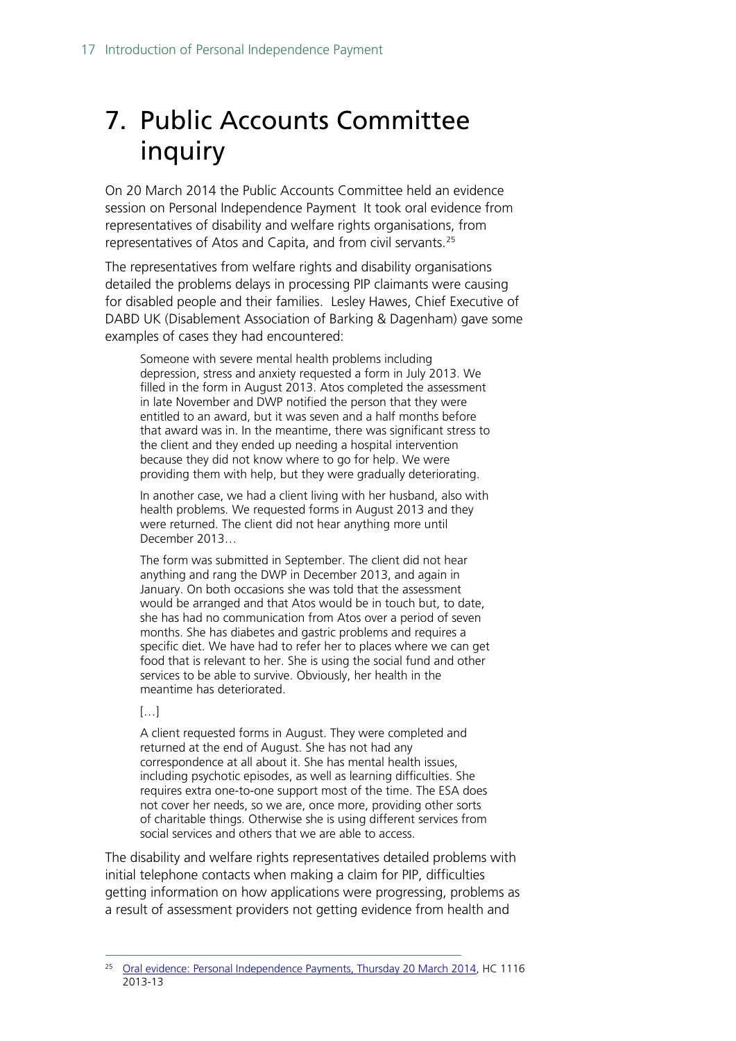# 7. Public Accounts Committee inquiry

On 20 March 2014 the Public Accounts Committee held an evidence session on Personal Independence Payment It took oral evidence from representatives of disability and welfare rights organisations, from representatives of Atos and Capita, and from civil servants.[25]

The representatives from welfare rights and disability organisations detailed the problems delays in processing PIP claimants were causing for disabled people and their families. Lesley Hawes, Chief Executive of DABD UK (Disablement Association of Barking & Dagenham) gave some examples of cases they had encountered:

> Someone with severe mental health problems including depression, stress and anxiety requested a form in July 2013. We filled in the form in August 2013. Atos completed the assessment in late November and DWP notified the person that they were entitled to an award, but it was seven and a half months before that award was in. In the meantime, there was significant stress to the client and they ended up needing a hospital intervention because they did not know where to go for help. We were providing them with help, but they were gradually deteriorating.
>
> In another case, we had a client living with her husband, also with health problems. We requested forms in August 2013 and they were returned. The client did not hear anything more until December 2013…
>
> The form was submitted in September. The client did not hear anything and rang the DWP in December 2013, and again in January. On both occasions she was told that the assessment would be arranged and that Atos would be in touch but, to date, she has had no communication from Atos over a period of seven months. She has diabetes and gastric problems and requires a specific diet. We have had to refer her to places where we can get food that is relevant to her. She is using the social fund and other services to be able to survive. Obviously, her health in the meantime has deteriorated.
>
> […]
>
> A client requested forms in August. They were completed and returned at the end of August. She has not had any correspondence at all about it. She has mental health issues, including psychotic episodes, as well as learning difficulties. She requires extra one-to-one support most of the time. The ESA does not cover her needs, so we are, once more, providing other sorts of charitable things. Otherwise she is using different services from social services and others that we are able to access.

The disability and welfare rights representatives detailed problems with initial telephone contacts when making a claim for PIP, difficulties getting information on how applications were progressing, problems as a result of assessment providers not getting evidence from health and

---

[25] Oral evidence: Personal Independence Payments, Thursday 20 March 2014, HC 1116 2013-13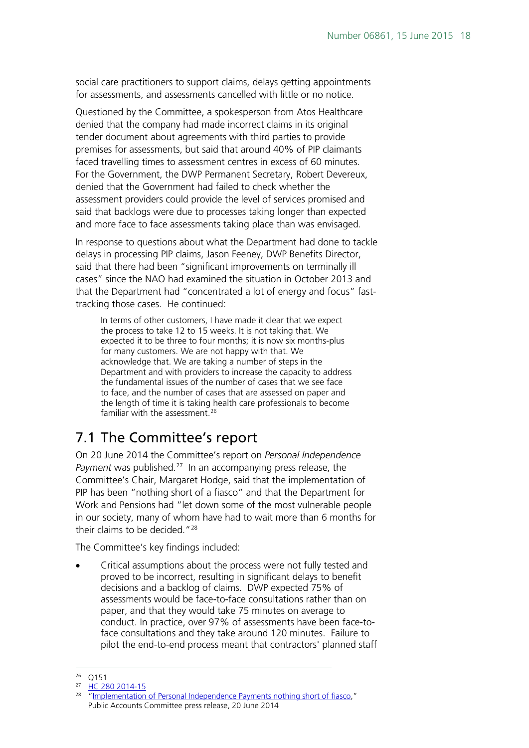social care practitioners to support claims, delays getting appointments for assessments, and assessments cancelled with little or no notice.

Questioned by the Committee, a spokesperson from Atos Healthcare denied that the company had made incorrect claims in its original tender document about agreements with third parties to provide premises for assessments, but said that around 40% of PIP claimants faced travelling times to assessment centres in excess of 60 minutes. For the Government, the DWP Permanent Secretary, Robert Devereux, denied that the Government had failed to check whether the assessment providers could provide the level of services promised and said that backlogs were due to processes taking longer than expected and more face to face assessments taking place than was envisaged.

In response to questions about what the Department had done to tackle delays in processing PIP claims, Jason Feeney, DWP Benefits Director, said that there had been "significant improvements on terminally ill cases" since the NAO had examined the situation in October 2013 and that the Department had "concentrated a lot of energy and focus" fast-tracking those cases. He continued:

> In terms of other customers, I have made it clear that we expect the process to take 12 to 15 weeks. It is not taking that. We expected it to be three to four months; it is now six months-plus for many customers. We are not happy with that. We acknowledge that. We are taking a number of steps in the Department and with providers to increase the capacity to address the fundamental issues of the number of cases that we see face to face, and the number of cases that are assessed on paper and the length of time it is taking health care professionals to become familiar with the assessment.[26]

## 7.1 The Committee's report

On 20 June 2014 the Committee's report on *Personal Independence Payment* was published.[27] In an accompanying press release, the Committee's Chair, Margaret Hodge, said that the implementation of PIP has been "nothing short of a fiasco" and that the Department for Work and Pensions had "let down some of the most vulnerable people in our society, many of whom have had to wait more than 6 months for their claims to be decided."[28]

The Committee's key findings included:

- Critical assumptions about the process were not fully tested and proved to be incorrect, resulting in significant delays to benefit decisions and a backlog of claims. DWP expected 75% of assessments would be face-to-face consultations rather than on paper, and that they would take 75 minutes on average to conduct. In practice, over 97% of assessments have been face-to-face consultations and they take around 120 minutes. Failure to pilot the end-to-end process meant that contractors' planned staff

---

[26] Q151

[27] HC 280 2014-15

[28] "Implementation of Personal Independence Payments nothing short of fiasco," Public Accounts Committee press release, 20 June 2014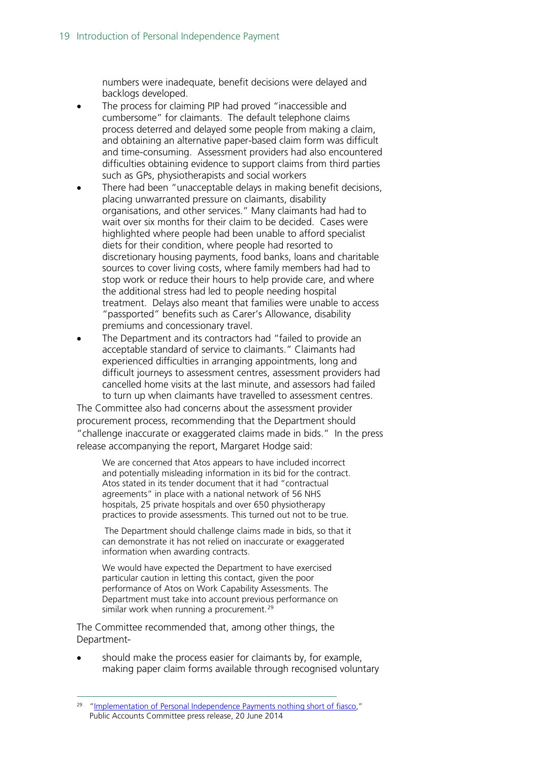numbers were inadequate, benefit decisions were delayed and backlogs developed.

- The process for claiming PIP had proved "inaccessible and cumbersome" for claimants. The default telephone claims process deterred and delayed some people from making a claim, and obtaining an alternative paper-based claim form was difficult and time-consuming. Assessment providers had also encountered difficulties obtaining evidence to support claims from third parties such as GPs, physiotherapists and social workers
- There had been "unacceptable delays in making benefit decisions, placing unwarranted pressure on claimants, disability organisations, and other services." Many claimants had had to wait over six months for their claim to be decided. Cases were highlighted where people had been unable to afford specialist diets for their condition, where people had resorted to discretionary housing payments, food banks, loans and charitable sources to cover living costs, where family members had had to stop work or reduce their hours to help provide care, and where the additional stress had led to people needing hospital treatment. Delays also meant that families were unable to access "passported" benefits such as Carer's Allowance, disability premiums and concessionary travel.
- The Department and its contractors had "failed to provide an acceptable standard of service to claimants." Claimants had experienced difficulties in arranging appointments, long and difficult journeys to assessment centres, assessment providers had cancelled home visits at the last minute, and assessors had failed to turn up when claimants have travelled to assessment centres.

The Committee also had concerns about the assessment provider procurement process, recommending that the Department should "challenge inaccurate or exaggerated claims made in bids." In the press release accompanying the report, Margaret Hodge said:

> We are concerned that Atos appears to have included incorrect and potentially misleading information in its bid for the contract. Atos stated in its tender document that it had "contractual agreements" in place with a national network of 56 NHS hospitals, 25 private hospitals and over 650 physiotherapy practices to provide assessments. This turned out not to be true.
>
> The Department should challenge claims made in bids, so that it can demonstrate it has not relied on inaccurate or exaggerated information when awarding contracts.
>
> We would have expected the Department to have exercised particular caution in letting this contact, given the poor performance of Atos on Work Capability Assessments. The Department must take into account previous performance on similar work when running a procurement.[29]

The Committee recommended that, among other things, the Department-

- should make the process easier for claimants by, for example, making paper claim forms available through recognised voluntary

[29] "Implementation of Personal Independence Payments nothing short of fiasco," Public Accounts Committee press release, 20 June 2014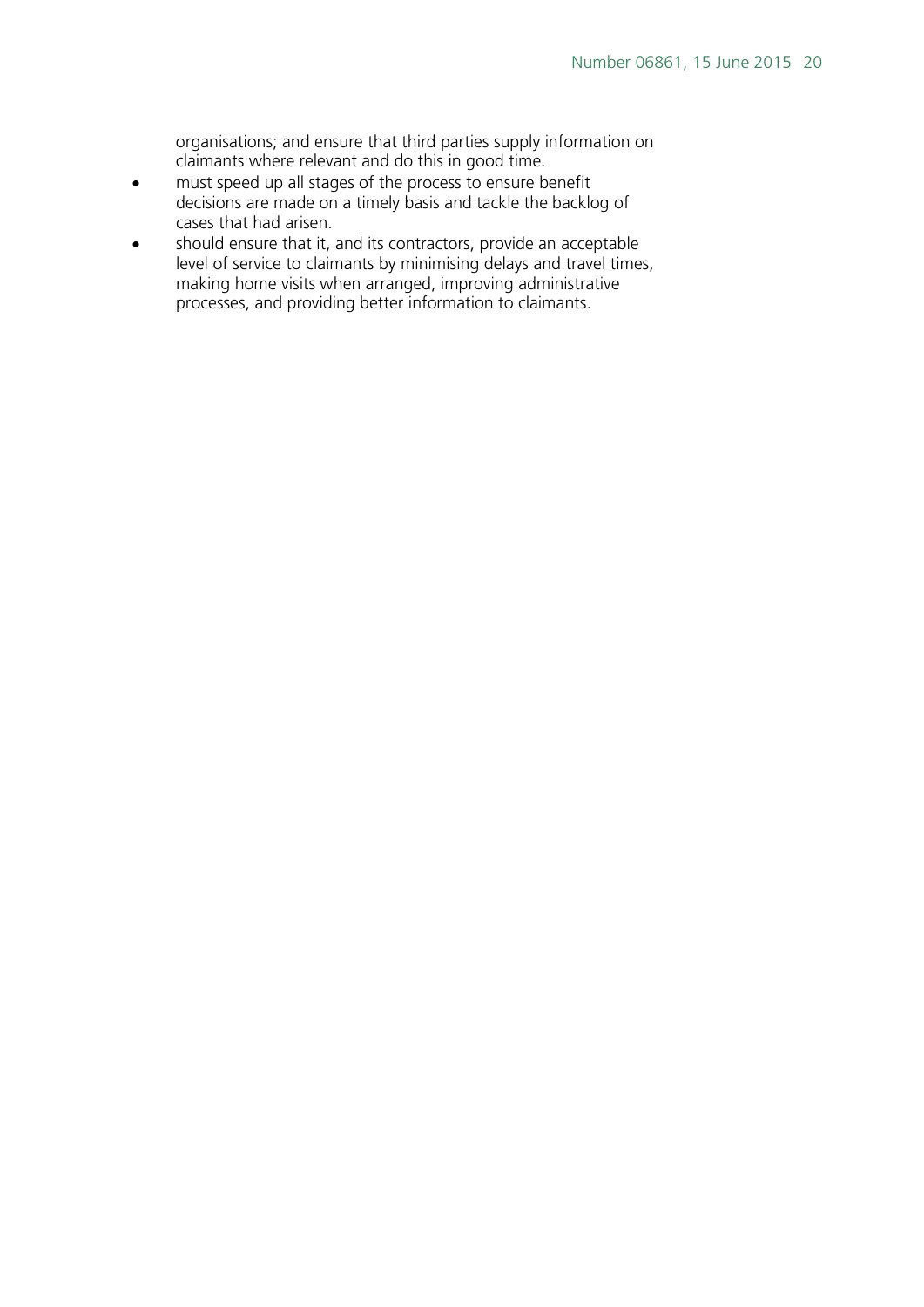organisations; and ensure that third parties supply information on claimants where relevant and do this in good time.

- must speed up all stages of the process to ensure benefit decisions are made on a timely basis and tackle the backlog of cases that had arisen.
- should ensure that it, and its contractors, provide an acceptable level of service to claimants by minimising delays and travel times, making home visits when arranged, improving administrative processes, and providing better information to claimants.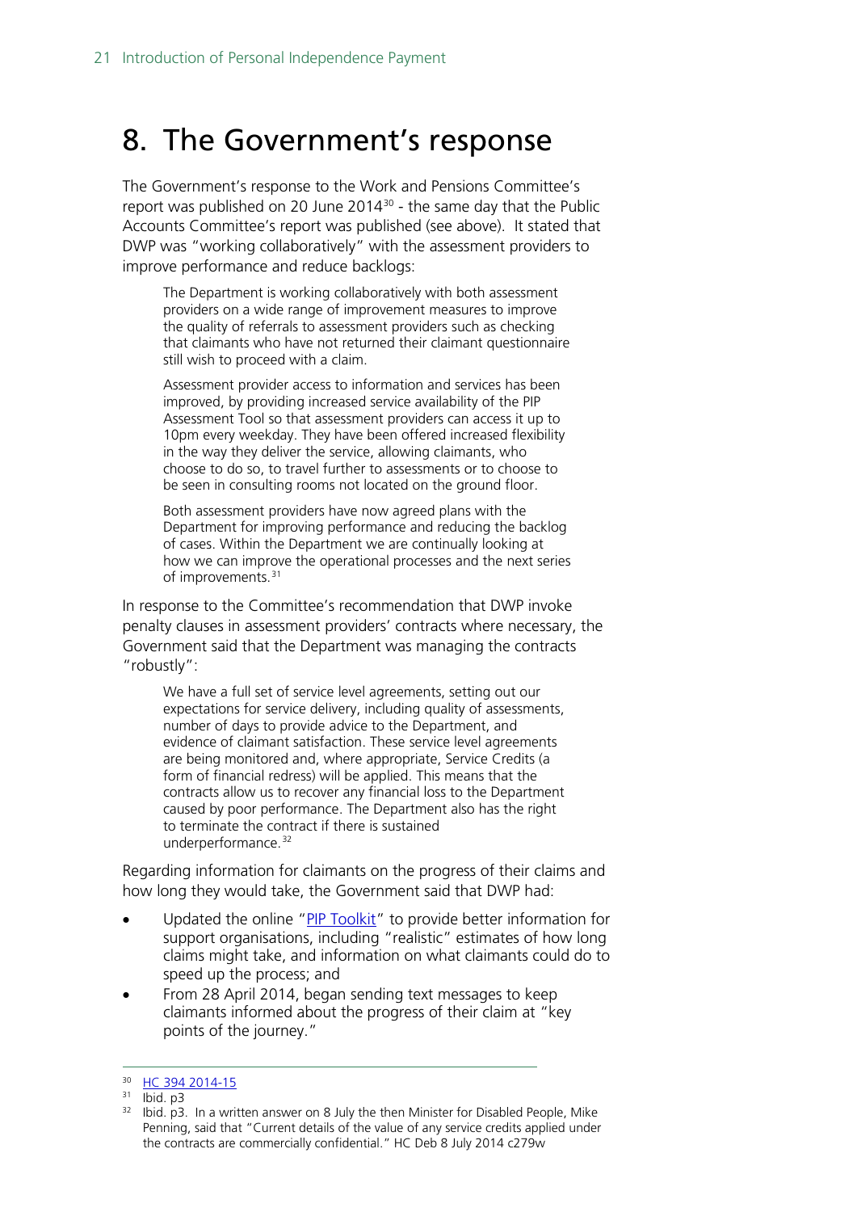# 8. The Government's response

The Government's response to the Work and Pensions Committee's report was published on 20 June 2014[30] - the same day that the Public Accounts Committee's report was published (see above). It stated that DWP was "working collaboratively" with the assessment providers to improve performance and reduce backlogs:

> The Department is working collaboratively with both assessment providers on a wide range of improvement measures to improve the quality of referrals to assessment providers such as checking that claimants who have not returned their claimant questionnaire still wish to proceed with a claim.
>
> Assessment provider access to information and services has been improved, by providing increased service availability of the PIP Assessment Tool so that assessment providers can access it up to 10pm every weekday. They have been offered increased flexibility in the way they deliver the service, allowing claimants, who choose to do so, to travel further to assessments or to choose to be seen in consulting rooms not located on the ground floor.
>
> Both assessment providers have now agreed plans with the Department for improving performance and reducing the backlog of cases. Within the Department we are continually looking at how we can improve the operational processes and the next series of improvements.[31]

In response to the Committee's recommendation that DWP invoke penalty clauses in assessment providers' contracts where necessary, the Government said that the Department was managing the contracts "robustly":

> We have a full set of service level agreements, setting out our expectations for service delivery, including quality of assessments, number of days to provide advice to the Department, and evidence of claimant satisfaction. These service level agreements are being monitored and, where appropriate, Service Credits (a form of financial redress) will be applied. This means that the contracts allow us to recover any financial loss to the Department caused by poor performance. The Department also has the right to terminate the contract if there is sustained underperformance.[32]

Regarding information for claimants on the progress of their claims and how long they would take, the Government said that DWP had:

- Updated the online "PIP Toolkit" to provide better information for support organisations, including "realistic" estimates of how long claims might take, and information on what claimants could do to speed up the process; and
- From 28 April 2014, began sending text messages to keep claimants informed about the progress of their claim at "key points of the journey."

---

[30] HC 394 2014-15

[31] Ibid. p3

[32] Ibid. p3. In a written answer on 8 July the then Minister for Disabled People, Mike Penning, said that "Current details of the value of any service credits applied under the contracts are commercially confidential." HC Deb 8 July 2014 c279w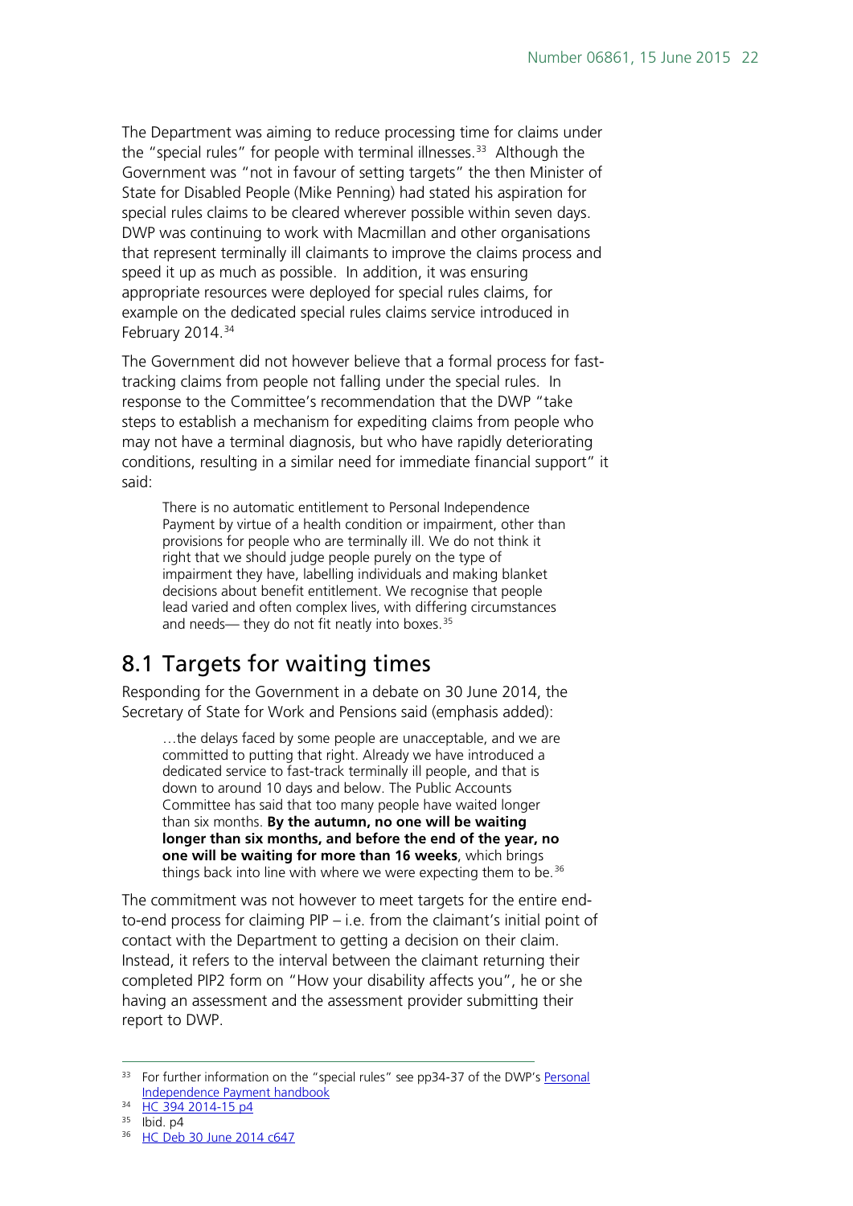The Department was aiming to reduce processing time for claims under the "special rules" for people with terminal illnesses.[33] Although the Government was "not in favour of setting targets" the then Minister of State for Disabled People (Mike Penning) had stated his aspiration for special rules claims to be cleared wherever possible within seven days. DWP was continuing to work with Macmillan and other organisations that represent terminally ill claimants to improve the claims process and speed it up as much as possible. In addition, it was ensuring appropriate resources were deployed for special rules claims, for example on the dedicated special rules claims service introduced in February 2014.[34]

The Government did not however believe that a formal process for fast-tracking claims from people not falling under the special rules. In response to the Committee's recommendation that the DWP "take steps to establish a mechanism for expediting claims from people who may not have a terminal diagnosis, but who have rapidly deteriorating conditions, resulting in a similar need for immediate financial support" it said:

> There is no automatic entitlement to Personal Independence Payment by virtue of a health condition or impairment, other than provisions for people who are terminally ill. We do not think it right that we should judge people purely on the type of impairment they have, labelling individuals and making blanket decisions about benefit entitlement. We recognise that people lead varied and often complex lives, with differing circumstances and needs— they do not fit neatly into boxes.[35]

## 8.1 Targets for waiting times

Responding for the Government in a debate on 30 June 2014, the Secretary of State for Work and Pensions said (emphasis added):

> …the delays faced by some people are unacceptable, and we are committed to putting that right. Already we have introduced a dedicated service to fast-track terminally ill people, and that is down to around 10 days and below. The Public Accounts Committee has said that too many people have waited longer than six months. **By the autumn, no one will be waiting longer than six months, and before the end of the year, no one will be waiting for more than 16 weeks**, which brings things back into line with where we were expecting them to be.[36]

The commitment was not however to meet targets for the entire end-to-end process for claiming PIP – i.e. from the claimant's initial point of contact with the Department to getting a decision on their claim. Instead, it refers to the interval between the claimant returning their completed PIP2 form on "How your disability affects you", he or she having an assessment and the assessment provider submitting their report to DWP.

---

[33] For further information on the "special rules" see pp34-37 of the DWP's Personal Independence Payment handbook

[34] HC 394 2014-15 p4

[35] Ibid. p4

[36] HC Deb 30 June 2014 c647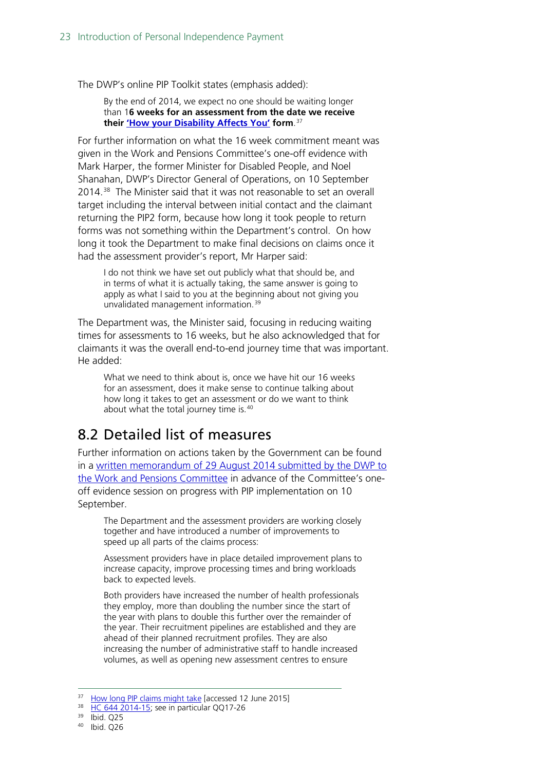The DWP's online PIP Toolkit states (emphasis added):

> By the end of 2014, we expect no one should be waiting longer than 1**6 weeks for an assessment from the date we receive their 'How your Disability Affects You' form**.[37]

For further information on what the 16 week commitment meant was given in the Work and Pensions Committee's one-off evidence with Mark Harper, the former Minister for Disabled People, and Noel Shanahan, DWP's Director General of Operations, on 10 September 2014.[38] The Minister said that it was not reasonable to set an overall target including the interval between initial contact and the claimant returning the PIP2 form, because how long it took people to return forms was not something within the Department's control. On how long it took the Department to make final decisions on claims once it had the assessment provider's report, Mr Harper said:

> I do not think we have set out publicly what that should be, and in terms of what it is actually taking, the same answer is going to apply as what I said to you at the beginning about not giving you unvalidated management information.[39]

The Department was, the Minister said, focusing in reducing waiting times for assessments to 16 weeks, but he also acknowledged that for claimants it was the overall end-to-end journey time that was important. He added:

> What we need to think about is, once we have hit our 16 weeks for an assessment, does it make sense to continue talking about how long it takes to get an assessment or do we want to think about what the total journey time is.[40]

## 8.2 Detailed list of measures

Further information on actions taken by the Government can be found in a written memorandum of 29 August 2014 submitted by the DWP to the Work and Pensions Committee in advance of the Committee's one-off evidence session on progress with PIP implementation on 10 September.

> The Department and the assessment providers are working closely together and have introduced a number of improvements to speed up all parts of the claims process:
>
> Assessment providers have in place detailed improvement plans to increase capacity, improve processing times and bring workloads back to expected levels.
>
> Both providers have increased the number of health professionals they employ, more than doubling the number since the start of the year with plans to double this further over the remainder of the year. Their recruitment pipelines are established and they are ahead of their planned recruitment profiles. They are also increasing the number of administrative staff to handle increased volumes, as well as opening new assessment centres to ensure

---

[37] How long PIP claims might take [accessed 12 June 2015]

[38] HC 644 2014-15; see in particular QQ17-26

[39] Ibid. Q25

[40] Ibid. Q26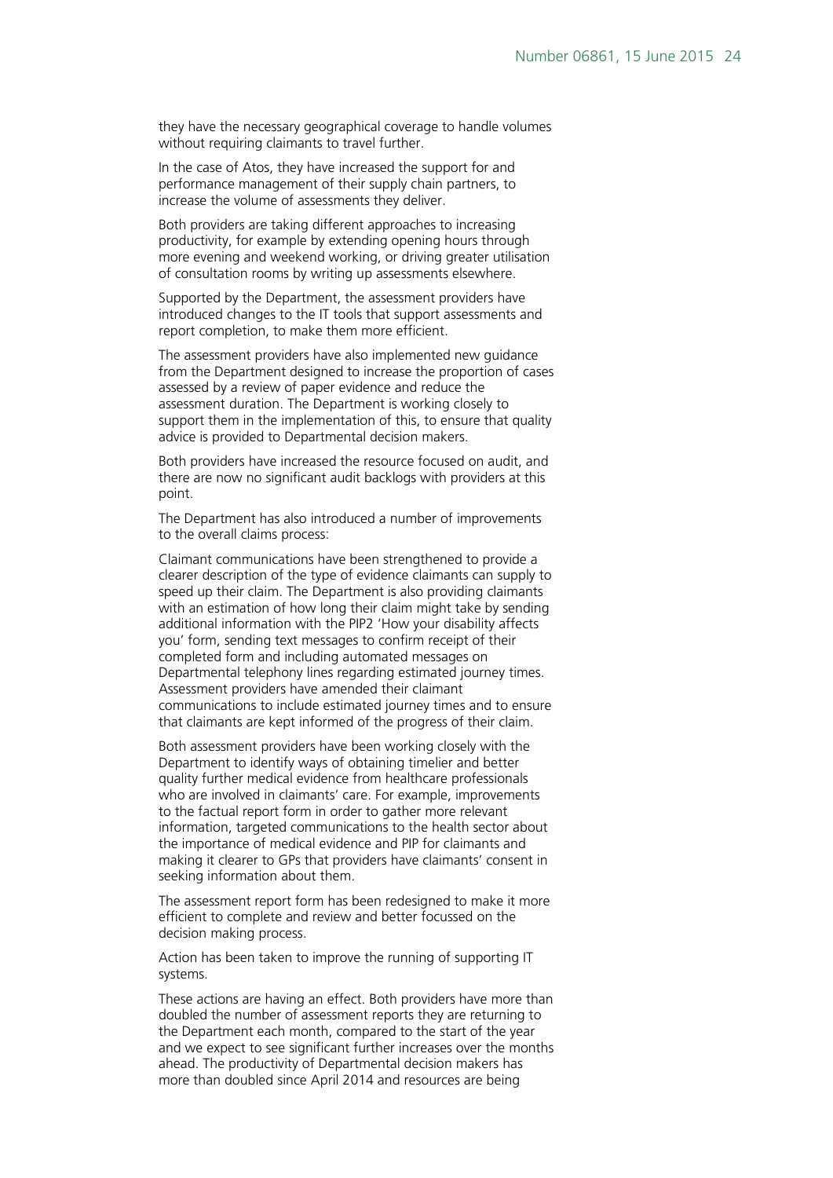they have the necessary geographical coverage to handle volumes without requiring claimants to travel further.

In the case of Atos, they have increased the support for and performance management of their supply chain partners, to increase the volume of assessments they deliver.

Both providers are taking different approaches to increasing productivity, for example by extending opening hours through more evening and weekend working, or driving greater utilisation of consultation rooms by writing up assessments elsewhere.

Supported by the Department, the assessment providers have introduced changes to the IT tools that support assessments and report completion, to make them more efficient.

The assessment providers have also implemented new guidance from the Department designed to increase the proportion of cases assessed by a review of paper evidence and reduce the assessment duration. The Department is working closely to support them in the implementation of this, to ensure that quality advice is provided to Departmental decision makers.

Both providers have increased the resource focused on audit, and there are now no significant audit backlogs with providers at this point.

The Department has also introduced a number of improvements to the overall claims process:

Claimant communications have been strengthened to provide a clearer description of the type of evidence claimants can supply to speed up their claim. The Department is also providing claimants with an estimation of how long their claim might take by sending additional information with the PIP2 'How your disability affects you' form, sending text messages to confirm receipt of their completed form and including automated messages on Departmental telephony lines regarding estimated journey times. Assessment providers have amended their claimant communications to include estimated journey times and to ensure that claimants are kept informed of the progress of their claim.

Both assessment providers have been working closely with the Department to identify ways of obtaining timelier and better quality further medical evidence from healthcare professionals who are involved in claimants' care. For example, improvements to the factual report form in order to gather more relevant information, targeted communications to the health sector about the importance of medical evidence and PIP for claimants and making it clearer to GPs that providers have claimants' consent in seeking information about them.

The assessment report form has been redesigned to make it more efficient to complete and review and better focussed on the decision making process.

Action has been taken to improve the running of supporting IT systems.

These actions are having an effect. Both providers have more than doubled the number of assessment reports they are returning to the Department each month, compared to the start of the year and we expect to see significant further increases over the months ahead. The productivity of Departmental decision makers has more than doubled since April 2014 and resources are being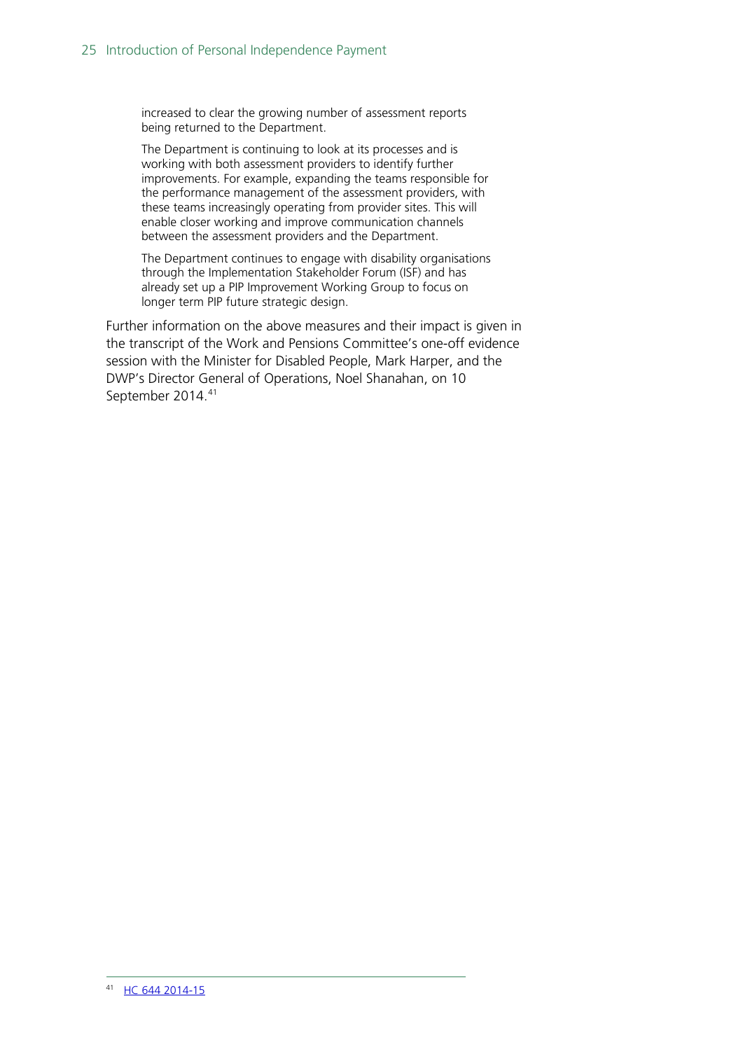> increased to clear the growing number of assessment reports being returned to the Department.
>
> The Department is continuing to look at its processes and is working with both assessment providers to identify further improvements. For example, expanding the teams responsible for the performance management of the assessment providers, with these teams increasingly operating from provider sites. This will enable closer working and improve communication channels between the assessment providers and the Department.
>
> The Department continues to engage with disability organisations through the Implementation Stakeholder Forum (ISF) and has already set up a PIP Improvement Working Group to focus on longer term PIP future strategic design.

Further information on the above measures and their impact is given in the transcript of the Work and Pensions Committee's one-off evidence session with the Minister for Disabled People, Mark Harper, and the DWP's Director General of Operations, Noel Shanahan, on 10 September 2014.[41]

---

[41] HC 644 2014-15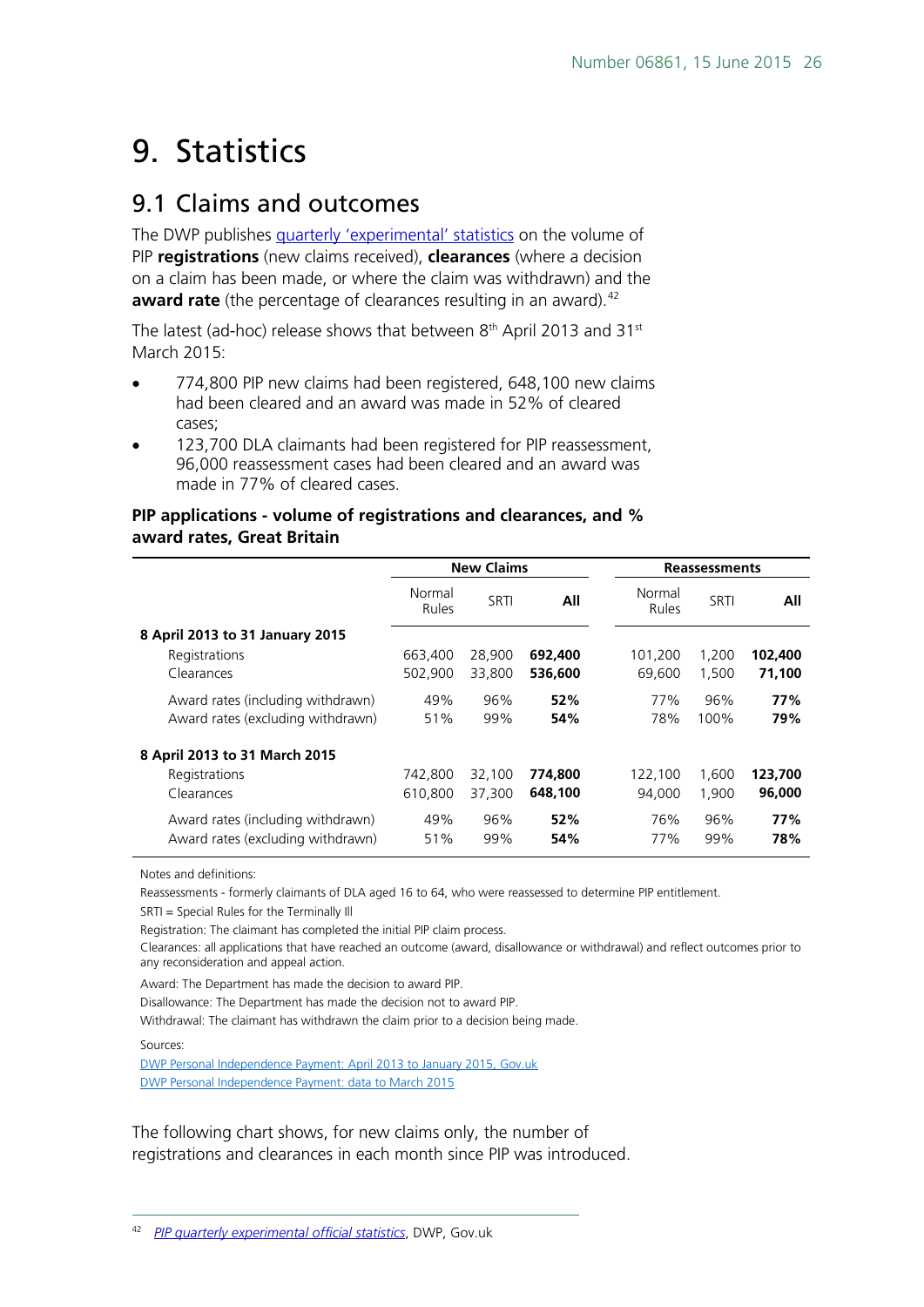# 9. Statistics

## 9.1 Claims and outcomes

The DWP publishes quarterly 'experimental' statistics on the volume of PIP **registrations** (new claims received), **clearances** (where a decision on a claim has been made, or where the claim was withdrawn) and the **award rate** (the percentage of clearances resulting in an award).[42]

The latest (ad-hoc) release shows that between 8th April 2013 and 31st March 2015:

- 774,800 PIP new claims had been registered, 648,100 new claims had been cleared and an award was made in 52% of cleared cases;
- 123,700 DLA claimants had been registered for PIP reassessment, 96,000 reassessment cases had been cleared and an award was made in 77% of cleared cases.

**PIP applications - volume of registrations and clearances, and % award rates, Great Britain**

| | New Claims | | | Reassessments | | |
|---|---|---|---|---|---|---|
| | Normal Rules | SRTI | All | Normal Rules | SRTI | All |
| **8 April 2013 to 31 January 2015** | | | | | | |
| Registrations | 663,400 | 28,900 | **692,400** | 101,200 | 1,200 | **102,400** |
| Clearances | 502,900 | 33,800 | **536,600** | 69,600 | 1,500 | **71,100** |
| Award rates (including withdrawn) | 49% | 96% | **52%** | 77% | 96% | **77%** |
| Award rates (excluding withdrawn) | 51% | 99% | **54%** | 78% | 100% | **79%** |
| **8 April 2013 to 31 March 2015** | | | | | | |
| Registrations | 742,800 | 32,100 | **774,800** | 122,100 | 1,600 | **123,700** |
| Clearances | 610,800 | 37,300 | **648,100** | 94,000 | 1,900 | **96,000** |
| Award rates (including withdrawn) | 49% | 96% | **52%** | 76% | 96% | **77%** |
| Award rates (excluding withdrawn) | 51% | 99% | **54%** | 77% | 99% | **78%** |

Notes and definitions:

Reassessments - formerly claimants of DLA aged 16 to 64, who were reassessed to determine PIP entitlement.

SRTI = Special Rules for the Terminally Ill

Registration: The claimant has completed the initial PIP claim process.

Clearances: all applications that have reached an outcome (award, disallowance or withdrawal) and reflect outcomes prior to any reconsideration and appeal action.

Award: The Department has made the decision to award PIP.

Disallowance: The Department has made the decision not to award PIP.

Withdrawal: The claimant has withdrawn the claim prior to a decision being made.

Sources:

DWP Personal Independence Payment: April 2013 to January 2015, Gov.uk

DWP Personal Independence Payment: data to March 2015

The following chart shows, for new claims only, the number of registrations and clearances in each month since PIP was introduced.

[42] *PIP quarterly experimental official statistics*, DWP, Gov.uk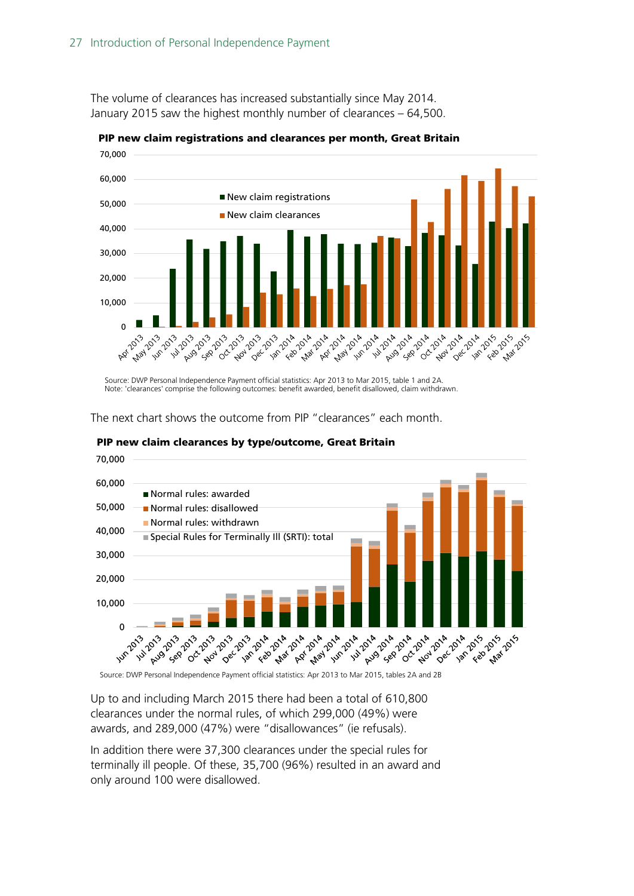The volume of clearances has increased substantially since May 2014. January 2015 saw the highest monthly number of clearances – 64,500.

**PIP new claim registrations and clearances per month, Great Britain**

Source: DWP Personal Independence Payment official statistics: Apr 2013 to Mar 2015, table 1 and 2A.
Note: 'clearances' comprise the following outcomes: benefit awarded, benefit disallowed, claim withdrawn.

The next chart shows the outcome from PIP "clearances" each month.

**PIP new claim clearances by type/outcome, Great Britain**

Source: DWP Personal Independence Payment official statistics: Apr 2013 to Mar 2015, tables 2A and 2B

Up to and including March 2015 there had been a total of 610,800 clearances under the normal rules, of which 299,000 (49%) were awards, and 289,000 (47%) were "disallowances" (ie refusals).

In addition there were 37,300 clearances under the special rules for terminally ill people. Of these, 35,700 (96%) resulted in an award and only around 100 were disallowed.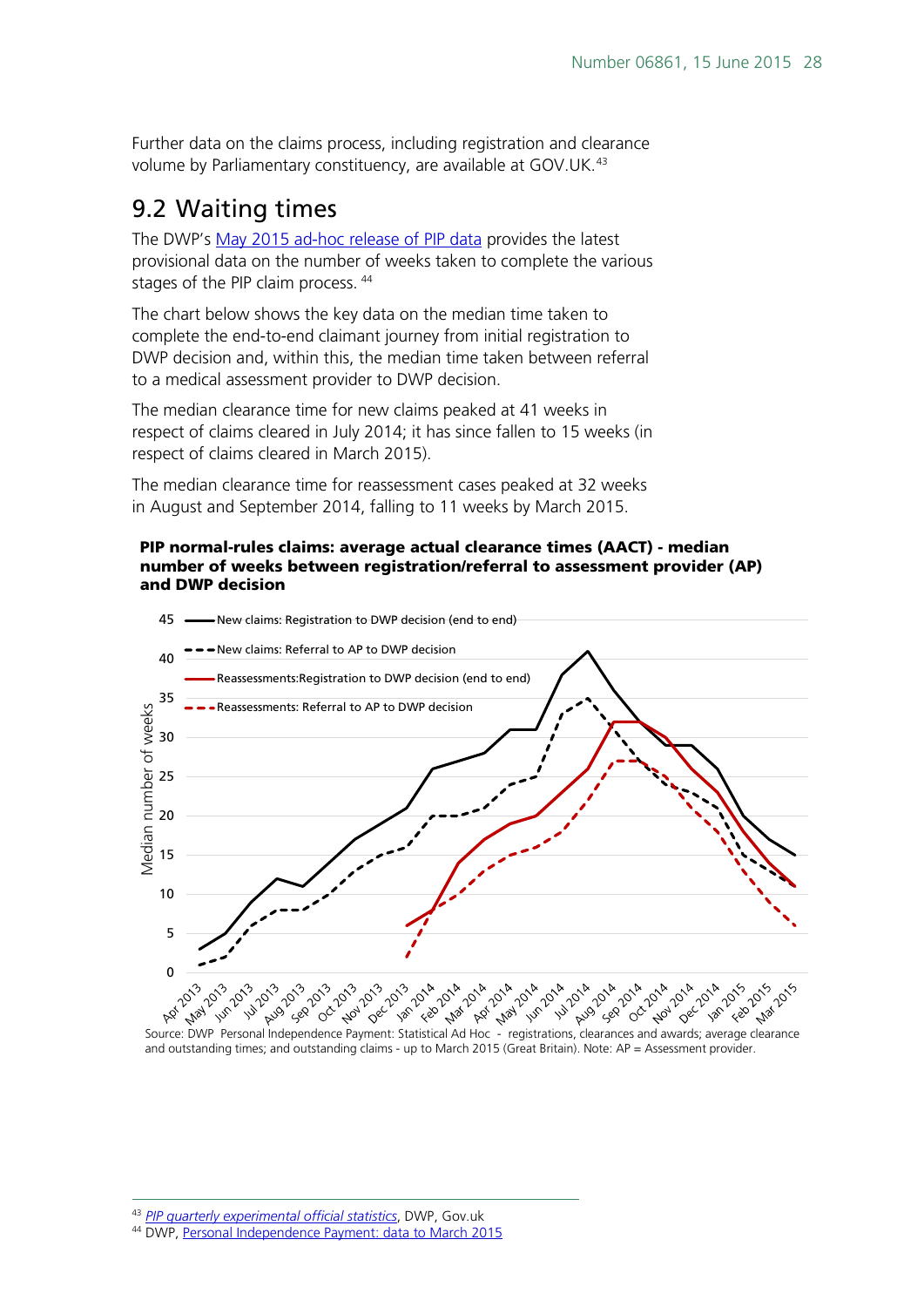Further data on the claims process, including registration and clearance volume by Parliamentary constituency, are available at GOV.UK.[43]

## 9.2 Waiting times

The DWP's May 2015 ad-hoc release of PIP data provides the latest provisional data on the number of weeks taken to complete the various stages of the PIP claim process. [44]

The chart below shows the key data on the median time taken to complete the end-to-end claimant journey from initial registration to DWP decision and, within this, the median time taken between referral to a medical assessment provider to DWP decision.

The median clearance time for new claims peaked at 41 weeks in respect of claims cleared in July 2014; it has since fallen to 15 weeks (in respect of claims cleared in March 2015).

The median clearance time for reassessment cases peaked at 32 weeks in August and September 2014, falling to 11 weeks by March 2015.

**PIP normal-rules claims: average actual clearance times (AACT) - median number of weeks between registration/referral to assessment provider (AP) and DWP decision**

Source: DWP Personal Independence Payment: Statistical Ad Hoc - registrations, clearances and awards; average clearance and outstanding times; and outstanding claims - up to March 2015 (Great Britain). Note: AP = Assessment provider.

[43] *PIP quarterly experimental official statistics*, DWP, Gov.uk

[44] DWP, Personal Independence Payment: data to March 2015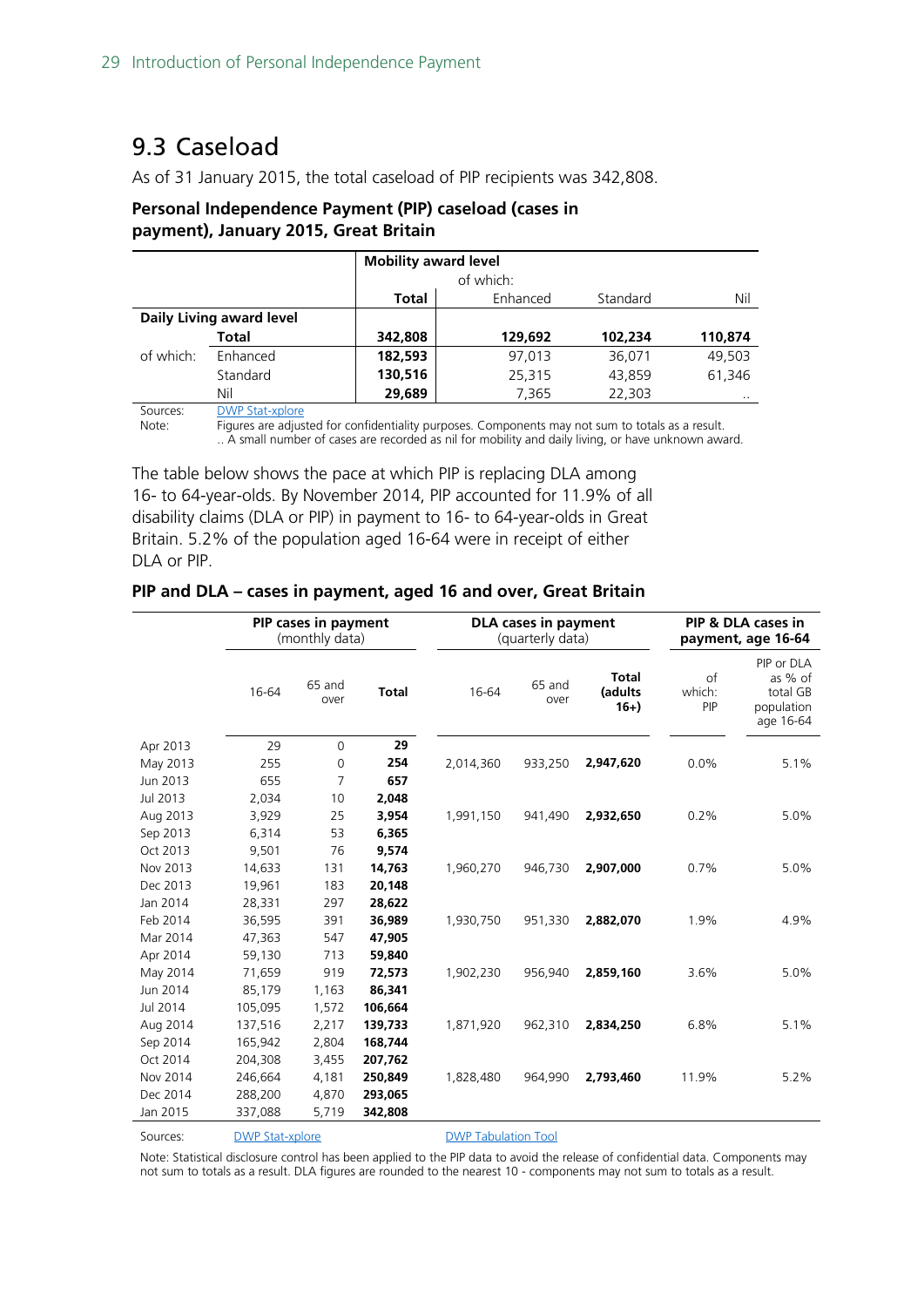## 9.3 Caseload

As of 31 January 2015, the total caseload of PIP recipients was 342,808.

**Personal Independence Payment (PIP) caseload (cases in payment), January 2015, Great Britain**

| | | **Mobility award level** | | | |
|---|---|---|---|---|---|
| | | | of which: | | |
| | | **Total** | Enhanced | Standard | Nil |
| **Daily Living award level** | | | | | |
| | **Total** | **342,808** | **129,692** | **102,234** | **110,874** |
| of which: | Enhanced | **182,593** | 97,013 | 36,071 | 49,503 |
| | Standard | **130,516** | 25,315 | 43,859 | 61,346 |
| | Nil | **29,689** | 7,365 | 22,303 | .. |

Sources: DWP Stat-xplore

Note: Figures are adjusted for confidentiality purposes. Components may not sum to totals as a result.
.. A small number of cases are recorded as nil for mobility and daily living, or have unknown award.

The table below shows the pace at which PIP is replacing DLA among 16- to 64-year-olds. By November 2014, PIP accounted for 11.9% of all disability claims (DLA or PIP) in payment to 16- to 64-year-olds in Great Britain. 5.2% of the population aged 16-64 were in receipt of either DLA or PIP.

**PIP and DLA – cases in payment, aged 16 and over, Great Britain**

| | **PIP cases in payment** (monthly data) | | | **DLA cases in payment** (quarterly data) | | | **PIP & DLA cases in payment, age 16-64** | |
|---|---|---|---|---|---|---|---|---|
| | 16-64 | 65 and over | **Total** | 16-64 | 65 and over | **Total (adults 16+)** | of which: PIP | PIP or DLA as % of total GB population age 16-64 |
| Apr 2013 | 29 | 0 | **29** | | | | | |
| May 2013 | 255 | 0 | **254** | 2,014,360 | 933,250 | **2,947,620** | 0.0% | 5.1% |
| Jun 2013 | 655 | 7 | **657** | | | | | |
| Jul 2013 | 2,034 | 10 | **2,048** | | | | | |
| Aug 2013 | 3,929 | 25 | **3,954** | 1,991,150 | 941,490 | **2,932,650** | 0.2% | 5.0% |
| Sep 2013 | 6,314 | 53 | **6,365** | | | | | |
| Oct 2013 | 9,501 | 76 | **9,574** | | | | | |
| Nov 2013 | 14,633 | 131 | **14,763** | 1,960,270 | 946,730 | **2,907,000** | 0.7% | 5.0% |
| Dec 2013 | 19,961 | 183 | **20,148** | | | | | |
| Jan 2014 | 28,331 | 297 | **28,622** | | | | | |
| Feb 2014 | 36,595 | 391 | **36,989** | 1,930,750 | 951,330 | **2,882,070** | 1.9% | 4.9% |
| Mar 2014 | 47,363 | 547 | **47,905** | | | | | |
| Apr 2014 | 59,130 | 713 | **59,840** | | | | | |
| May 2014 | 71,659 | 919 | **72,573** | 1,902,230 | 956,940 | **2,859,160** | 3.6% | 5.0% |
| Jun 2014 | 85,179 | 1,163 | **86,341** | | | | | |
| Jul 2014 | 105,095 | 1,572 | **106,664** | | | | | |
| Aug 2014 | 137,516 | 2,217 | **139,733** | 1,871,920 | 962,310 | **2,834,250** | 6.8% | 5.1% |
| Sep 2014 | 165,942 | 2,804 | **168,744** | | | | | |
| Oct 2014 | 204,308 | 3,455 | **207,762** | | | | | |
| Nov 2014 | 246,664 | 4,181 | **250,849** | 1,828,480 | 964,990 | **2,793,460** | 11.9% | 5.2% |
| Dec 2014 | 288,200 | 4,870 | **293,065** | | | | | |
| Jan 2015 | 337,088 | 5,719 | **342,808** | | | | | |

Sources: DWP Stat-xplore; DWP Tabulation Tool

Note: Statistical disclosure control has been applied to the PIP data to avoid the release of confidential data. Components may not sum to totals as a result. DLA figures are rounded to the nearest 10 - components may not sum to totals as a result.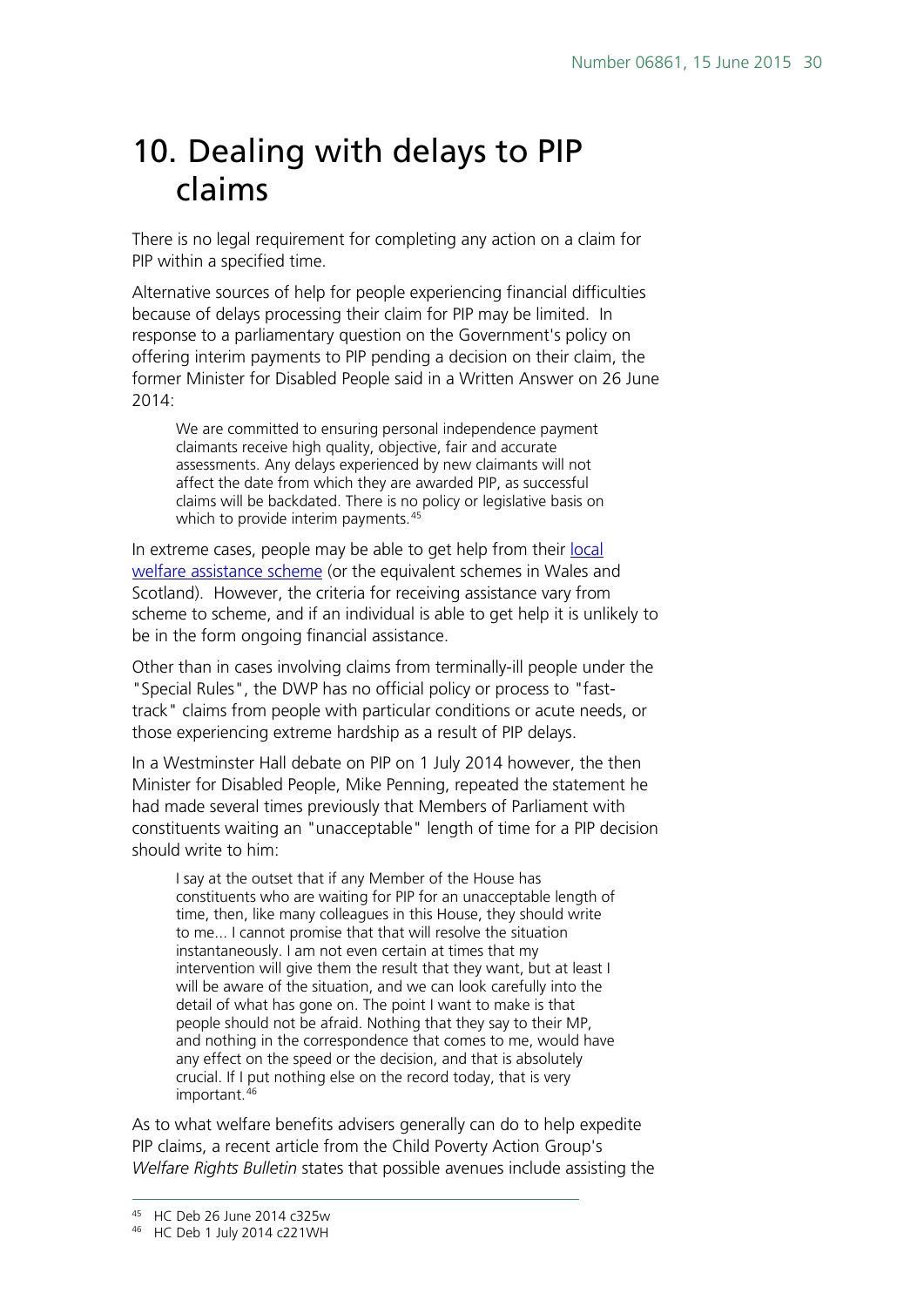# 10. Dealing with delays to PIP claims

There is no legal requirement for completing any action on a claim for PIP within a specified time.

Alternative sources of help for people experiencing financial difficulties because of delays processing their claim for PIP may be limited. In response to a parliamentary question on the Government's policy on offering interim payments to PIP pending a decision on their claim, the former Minister for Disabled People said in a Written Answer on 26 June 2014:

> We are committed to ensuring personal independence payment claimants receive high quality, objective, fair and accurate assessments. Any delays experienced by new claimants will not affect the date from which they are awarded PIP, as successful claims will be backdated. There is no policy or legislative basis on which to provide interim payments.[45]

In extreme cases, people may be able to get help from their local welfare assistance scheme (or the equivalent schemes in Wales and Scotland). However, the criteria for receiving assistance vary from scheme to scheme, and if an individual is able to get help it is unlikely to be in the form ongoing financial assistance.

Other than in cases involving claims from terminally-ill people under the "Special Rules", the DWP has no official policy or process to "fast-track" claims from people with particular conditions or acute needs, or those experiencing extreme hardship as a result of PIP delays.

In a Westminster Hall debate on PIP on 1 July 2014 however, the then Minister for Disabled People, Mike Penning, repeated the statement he had made several times previously that Members of Parliament with constituents waiting an "unacceptable" length of time for a PIP decision should write to him:

> I say at the outset that if any Member of the House has constituents who are waiting for PIP for an unacceptable length of time, then, like many colleagues in this House, they should write to me... I cannot promise that that will resolve the situation instantaneously. I am not even certain at times that my intervention will give them the result that they want, but at least I will be aware of the situation, and we can look carefully into the detail of what has gone on. The point I want to make is that people should not be afraid. Nothing that they say to their MP, and nothing in the correspondence that comes to me, would have any effect on the speed or the decision, and that is absolutely crucial. If I put nothing else on the record today, that is very important.[46]

As to what welfare benefits advisers generally can do to help expedite PIP claims, a recent article from the Child Poverty Action Group's *Welfare Rights Bulletin* states that possible avenues include assisting the

---

[45] HC Deb 26 June 2014 c325w

[46] HC Deb 1 July 2014 c221WH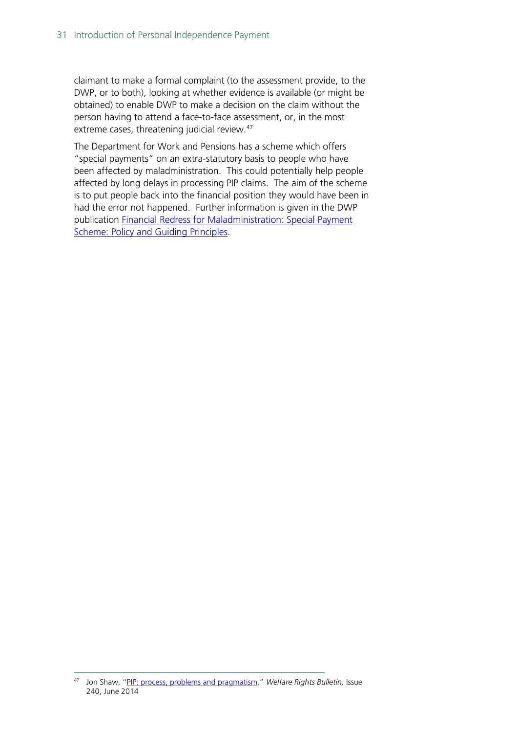claimant to make a formal complaint (to the assessment provide, to the DWP, or to both), looking at whether evidence is available (or might be obtained) to enable DWP to make a decision on the claim without the person having to attend a face-to-face assessment, or, in the most extreme cases, threatening judicial review.[47]

The Department for Work and Pensions has a scheme which offers "special payments" on an extra-statutory basis to people who have been affected by maladministration. This could potentially help people affected by long delays in processing PIP claims. The aim of the scheme is to put people back into the financial position they would have been in had the error not happened. Further information is given in the DWP publication Financial Redress for Maladministration: Special Payment Scheme: Policy and Guiding Principles.

---

[47] Jon Shaw, "PIP: process, problems and pragmatism," *Welfare Rights Bulletin,* Issue 240, June 2014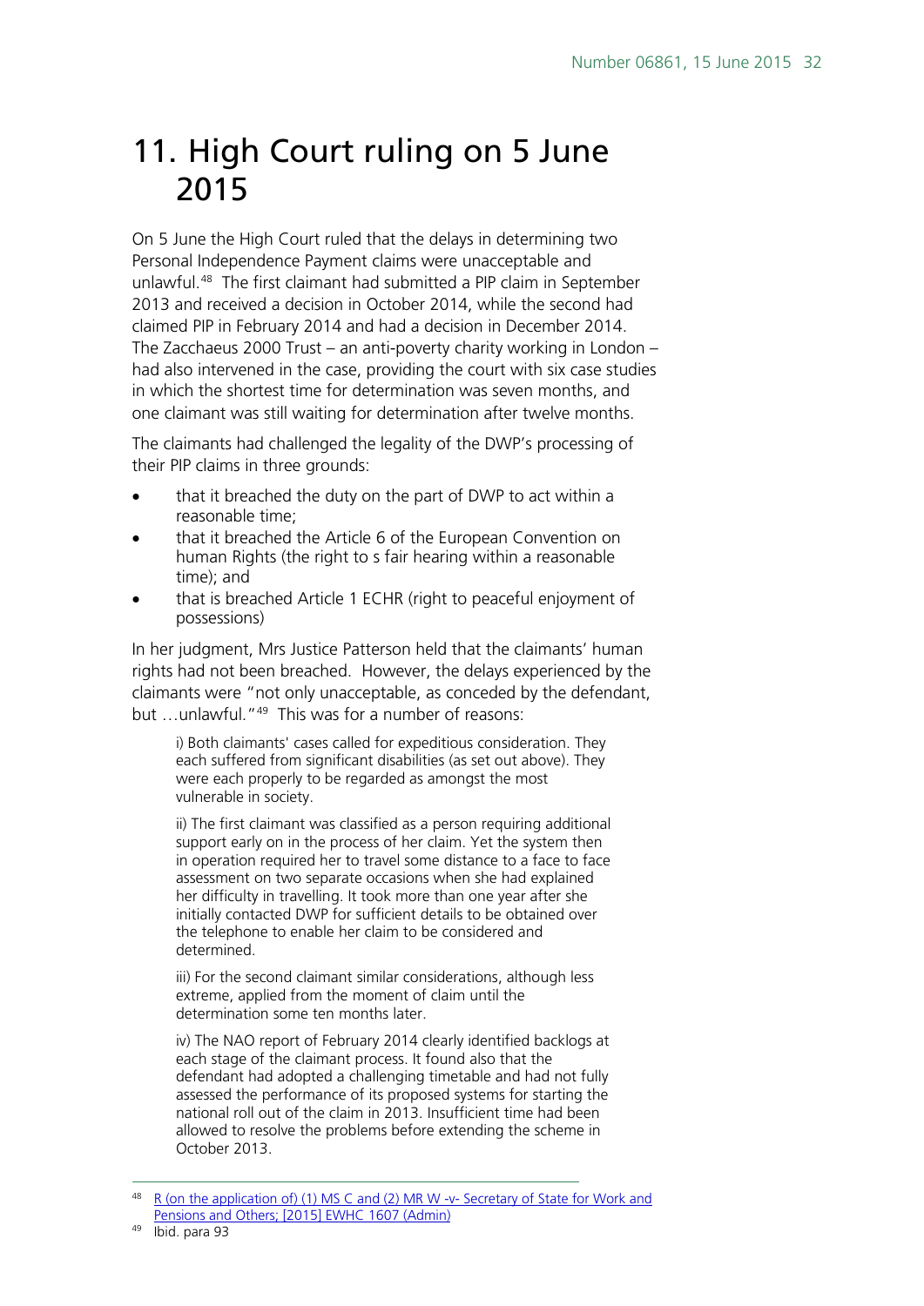# 11. High Court ruling on 5 June 2015

On 5 June the High Court ruled that the delays in determining two Personal Independence Payment claims were unacceptable and unlawful.[48] The first claimant had submitted a PIP claim in September 2013 and received a decision in October 2014, while the second had claimed PIP in February 2014 and had a decision in December 2014. The Zacchaeus 2000 Trust – an anti-poverty charity working in London – had also intervened in the case, providing the court with six case studies in which the shortest time for determination was seven months, and one claimant was still waiting for determination after twelve months.

The claimants had challenged the legality of the DWP's processing of their PIP claims in three grounds:

- that it breached the duty on the part of DWP to act within a reasonable time;
- that it breached the Article 6 of the European Convention on human Rights (the right to s fair hearing within a reasonable time); and
- that is breached Article 1 ECHR (right to peaceful enjoyment of possessions)

In her judgment, Mrs Justice Patterson held that the claimants' human rights had not been breached. However, the delays experienced by the claimants were "not only unacceptable, as conceded by the defendant, but …unlawful."[49] This was for a number of reasons:

> i) Both claimants' cases called for expeditious consideration. They each suffered from significant disabilities (as set out above). They were each properly to be regarded as amongst the most vulnerable in society.
>
> ii) The first claimant was classified as a person requiring additional support early on in the process of her claim. Yet the system then in operation required her to travel some distance to a face to face assessment on two separate occasions when she had explained her difficulty in travelling. It took more than one year after she initially contacted DWP for sufficient details to be obtained over the telephone to enable her claim to be considered and determined.
>
> iii) For the second claimant similar considerations, although less extreme, applied from the moment of claim until the determination some ten months later.
>
> iv) The NAO report of February 2014 clearly identified backlogs at each stage of the claimant process. It found also that the defendant had adopted a challenging timetable and had not fully assessed the performance of its proposed systems for starting the national roll out of the claim in 2013. Insufficient time had been allowed to resolve the problems before extending the scheme in October 2013.

---

[48] R (on the application of) (1) MS C and (2) MR W -v- Secretary of State for Work and Pensions and Others; [2015] EWHC 1607 (Admin)

[49] Ibid. para 93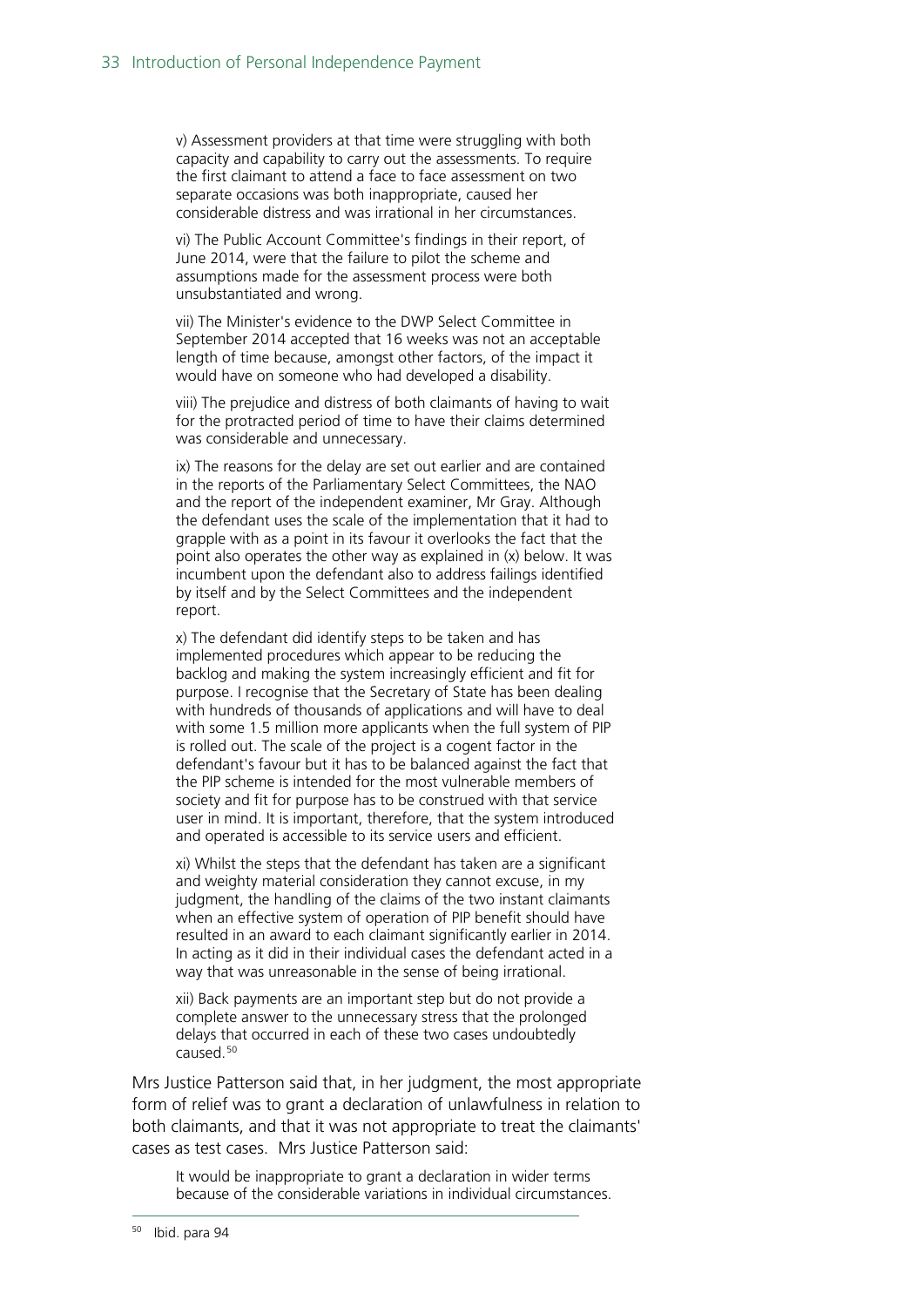> v) Assessment providers at that time were struggling with both capacity and capability to carry out the assessments. To require the first claimant to attend a face to face assessment on two separate occasions was both inappropriate, caused her considerable distress and was irrational in her circumstances.
>
> vi) The Public Account Committee's findings in their report, of June 2014, were that the failure to pilot the scheme and assumptions made for the assessment process were both unsubstantiated and wrong.
>
> vii) The Minister's evidence to the DWP Select Committee in September 2014 accepted that 16 weeks was not an acceptable length of time because, amongst other factors, of the impact it would have on someone who had developed a disability.
>
> viii) The prejudice and distress of both claimants of having to wait for the protracted period of time to have their claims determined was considerable and unnecessary.
>
> ix) The reasons for the delay are set out earlier and are contained in the reports of the Parliamentary Select Committees, the NAO and the report of the independent examiner, Mr Gray. Although the defendant uses the scale of the implementation that it had to grapple with as a point in its favour it overlooks the fact that the point also operates the other way as explained in (x) below. It was incumbent upon the defendant also to address failings identified by itself and by the Select Committees and the independent report.
>
> x) The defendant did identify steps to be taken and has implemented procedures which appear to be reducing the backlog and making the system increasingly efficient and fit for purpose. I recognise that the Secretary of State has been dealing with hundreds of thousands of applications and will have to deal with some 1.5 million more applicants when the full system of PIP is rolled out. The scale of the project is a cogent factor in the defendant's favour but it has to be balanced against the fact that the PIP scheme is intended for the most vulnerable members of society and fit for purpose has to be construed with that service user in mind. It is important, therefore, that the system introduced and operated is accessible to its service users and efficient.
>
> xi) Whilst the steps that the defendant has taken are a significant and weighty material consideration they cannot excuse, in my judgment, the handling of the claims of the two instant claimants when an effective system of operation of PIP benefit should have resulted in an award to each claimant significantly earlier in 2014. In acting as it did in their individual cases the defendant acted in a way that was unreasonable in the sense of being irrational.
>
> xii) Back payments are an important step but do not provide a complete answer to the unnecessary stress that the prolonged delays that occurred in each of these two cases undoubtedly caused.[50]

Mrs Justice Patterson said that, in her judgment, the most appropriate form of relief was to grant a declaration of unlawfulness in relation to both claimants, and that it was not appropriate to treat the claimants' cases as test cases. Mrs Justice Patterson said:

> It would be inappropriate to grant a declaration in wider terms because of the considerable variations in individual circumstances.

[50] Ibid. para 94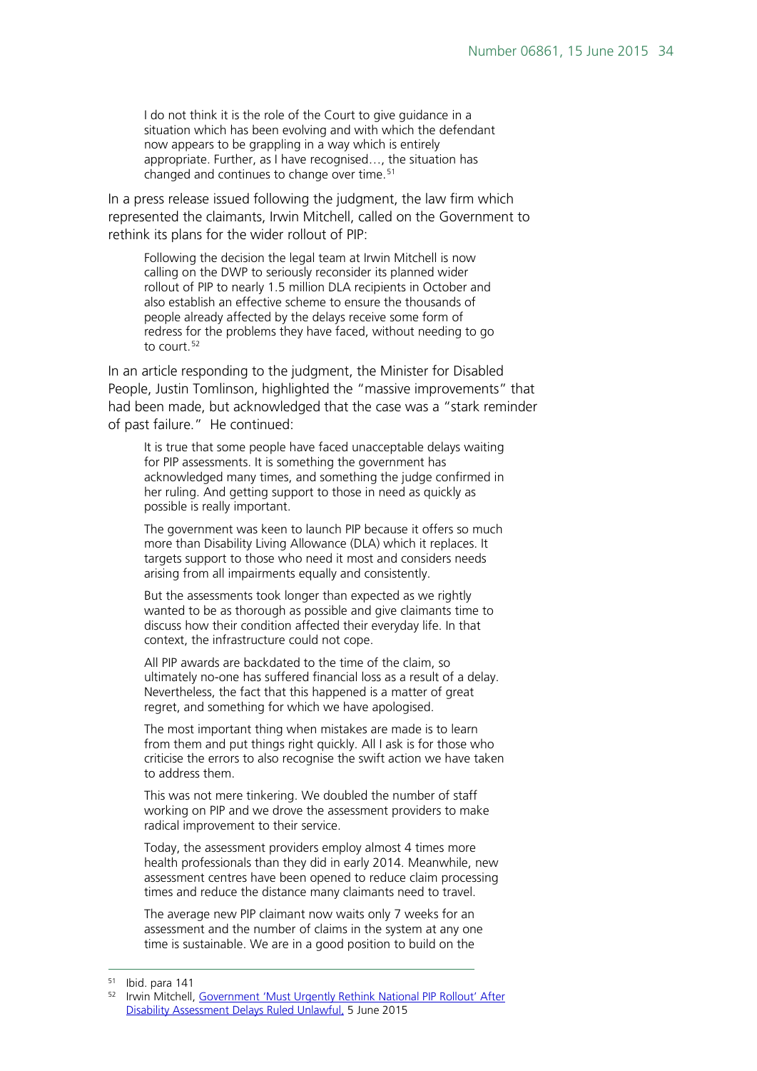> I do not think it is the role of the Court to give guidance in a situation which has been evolving and with which the defendant now appears to be grappling in a way which is entirely appropriate. Further, as I have recognised…, the situation has changed and continues to change over time.[51]

In a press release issued following the judgment, the law firm which represented the claimants, Irwin Mitchell, called on the Government to rethink its plans for the wider rollout of PIP:

> Following the decision the legal team at Irwin Mitchell is now calling on the DWP to seriously reconsider its planned wider rollout of PIP to nearly 1.5 million DLA recipients in October and also establish an effective scheme to ensure the thousands of people already affected by the delays receive some form of redress for the problems they have faced, without needing to go to court.[52]

In an article responding to the judgment, the Minister for Disabled People, Justin Tomlinson, highlighted the "massive improvements" that had been made, but acknowledged that the case was a "stark reminder of past failure." He continued:

> It is true that some people have faced unacceptable delays waiting for PIP assessments. It is something the government has acknowledged many times, and something the judge confirmed in her ruling. And getting support to those in need as quickly as possible is really important.
>
> The government was keen to launch PIP because it offers so much more than Disability Living Allowance (DLA) which it replaces. It targets support to those who need it most and considers needs arising from all impairments equally and consistently.
>
> But the assessments took longer than expected as we rightly wanted to be as thorough as possible and give claimants time to discuss how their condition affected their everyday life. In that context, the infrastructure could not cope.
>
> All PIP awards are backdated to the time of the claim, so ultimately no-one has suffered financial loss as a result of a delay. Nevertheless, the fact that this happened is a matter of great regret, and something for which we have apologised.
>
> The most important thing when mistakes are made is to learn from them and put things right quickly. All I ask is for those who criticise the errors to also recognise the swift action we have taken to address them.
>
> This was not mere tinkering. We doubled the number of staff working on PIP and we drove the assessment providers to make radical improvement to their service.
>
> Today, the assessment providers employ almost 4 times more health professionals than they did in early 2014. Meanwhile, new assessment centres have been opened to reduce claim processing times and reduce the distance many claimants need to travel.
>
> The average new PIP claimant now waits only 7 weeks for an assessment and the number of claims in the system at any one time is sustainable. We are in a good position to build on the

---

[51] Ibid. para 141

[52] Irwin Mitchell, Government 'Must Urgently Rethink National PIP Rollout' After Disability Assessment Delays Ruled Unlawful, 5 June 2015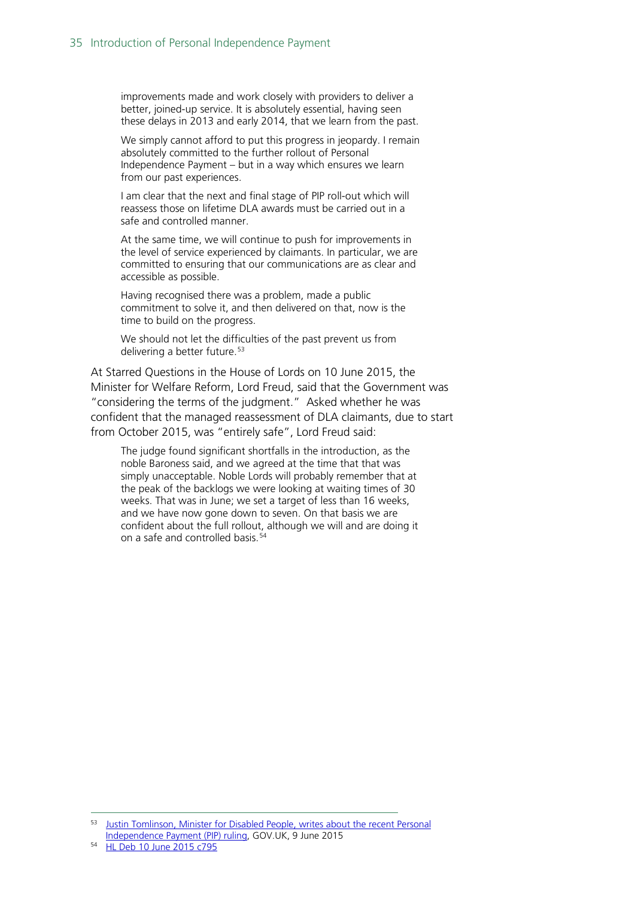> improvements made and work closely with providers to deliver a better, joined-up service. It is absolutely essential, having seen these delays in 2013 and early 2014, that we learn from the past.
>
> We simply cannot afford to put this progress in jeopardy. I remain absolutely committed to the further rollout of Personal Independence Payment – but in a way which ensures we learn from our past experiences.
>
> I am clear that the next and final stage of PIP roll-out which will reassess those on lifetime DLA awards must be carried out in a safe and controlled manner.
>
> At the same time, we will continue to push for improvements in the level of service experienced by claimants. In particular, we are committed to ensuring that our communications are as clear and accessible as possible.
>
> Having recognised there was a problem, made a public commitment to solve it, and then delivered on that, now is the time to build on the progress.
>
> We should not let the difficulties of the past prevent us from delivering a better future.[53]

At Starred Questions in the House of Lords on 10 June 2015, the Minister for Welfare Reform, Lord Freud, said that the Government was "considering the terms of the judgment." Asked whether he was confident that the managed reassessment of DLA claimants, due to start from October 2015, was "entirely safe", Lord Freud said:

> The judge found significant shortfalls in the introduction, as the noble Baroness said, and we agreed at the time that that was simply unacceptable. Noble Lords will probably remember that at the peak of the backlogs we were looking at waiting times of 30 weeks. That was in June; we set a target of less than 16 weeks, and we have now gone down to seven. On that basis we are confident about the full rollout, although we will and are doing it on a safe and controlled basis.[54]

---

[53] Justin Tomlinson, Minister for Disabled People, writes about the recent Personal Independence Payment (PIP) ruling, GOV.UK, 9 June 2015

[54] HL Deb 10 June 2015 c795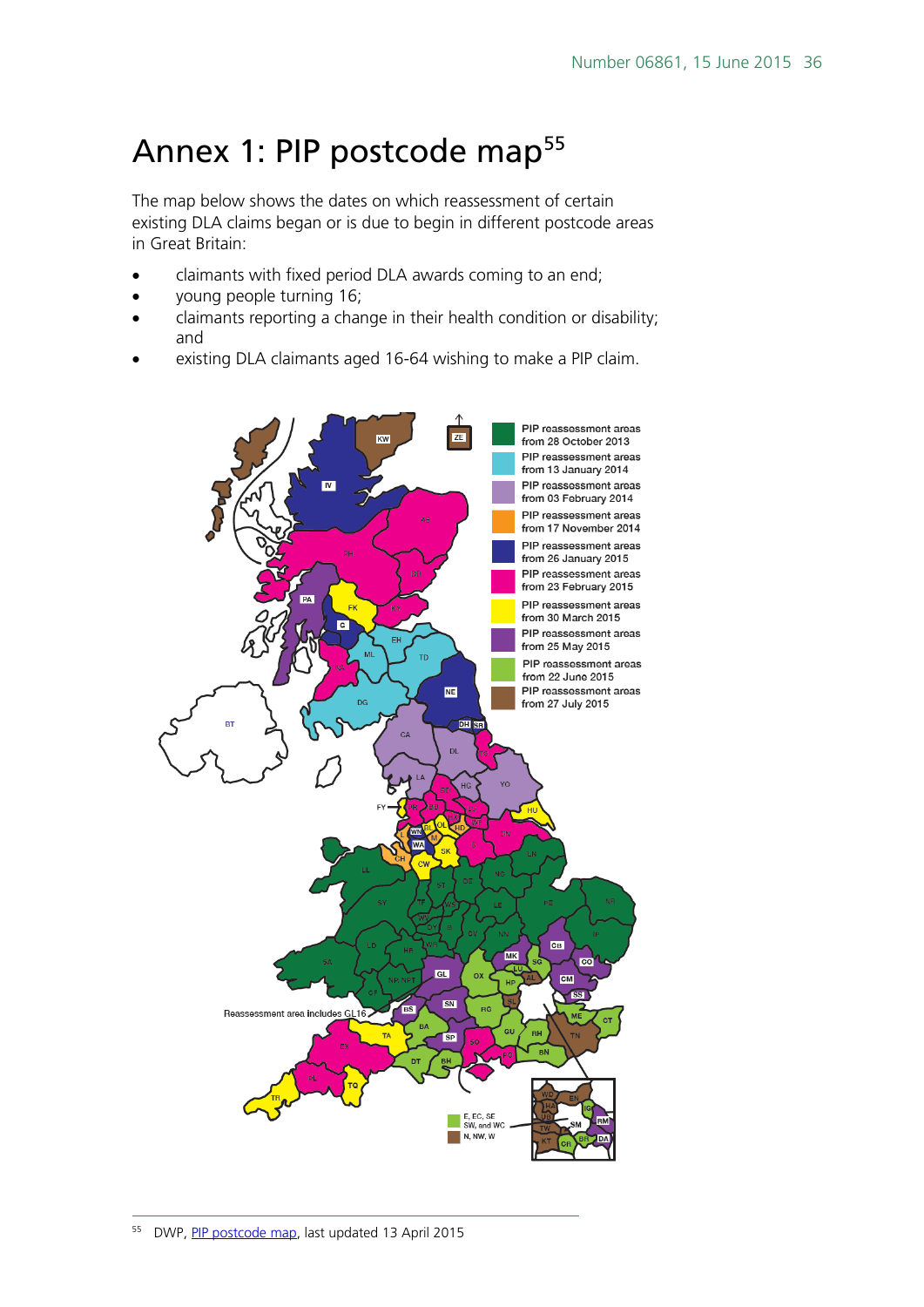# Annex 1: PIP postcode map[55]

The map below shows the dates on which reassessment of certain existing DLA claims began or is due to begin in different postcode areas in Great Britain:

- claimants with fixed period DLA awards coming to an end;
- young people turning 16;
- claimants reporting a change in their health condition or disability; and
- existing DLA claimants aged 16-64 wishing to make a PIP claim.

PIP reassessment areas from 28 October 2013

PIP reassessment areas from 13 January 2014

PIP reassessment areas from 03 February 2014

PIP reassessment areas from 17 November 2014

PIP reassessment areas from 26 January 2015

PIP reassessment areas from 23 February 2015

PIP reassessment areas from 30 March 2015

PIP reassessment areas from 25 May 2015

PIP reassessment areas from 22 June 2015

PIP reassessment areas from 27 July 2015

Reassessment area includes GL16

E, EC, SE SW, and WC

N, NW, W

[55] DWP, PIP postcode map, last updated 13 April 2015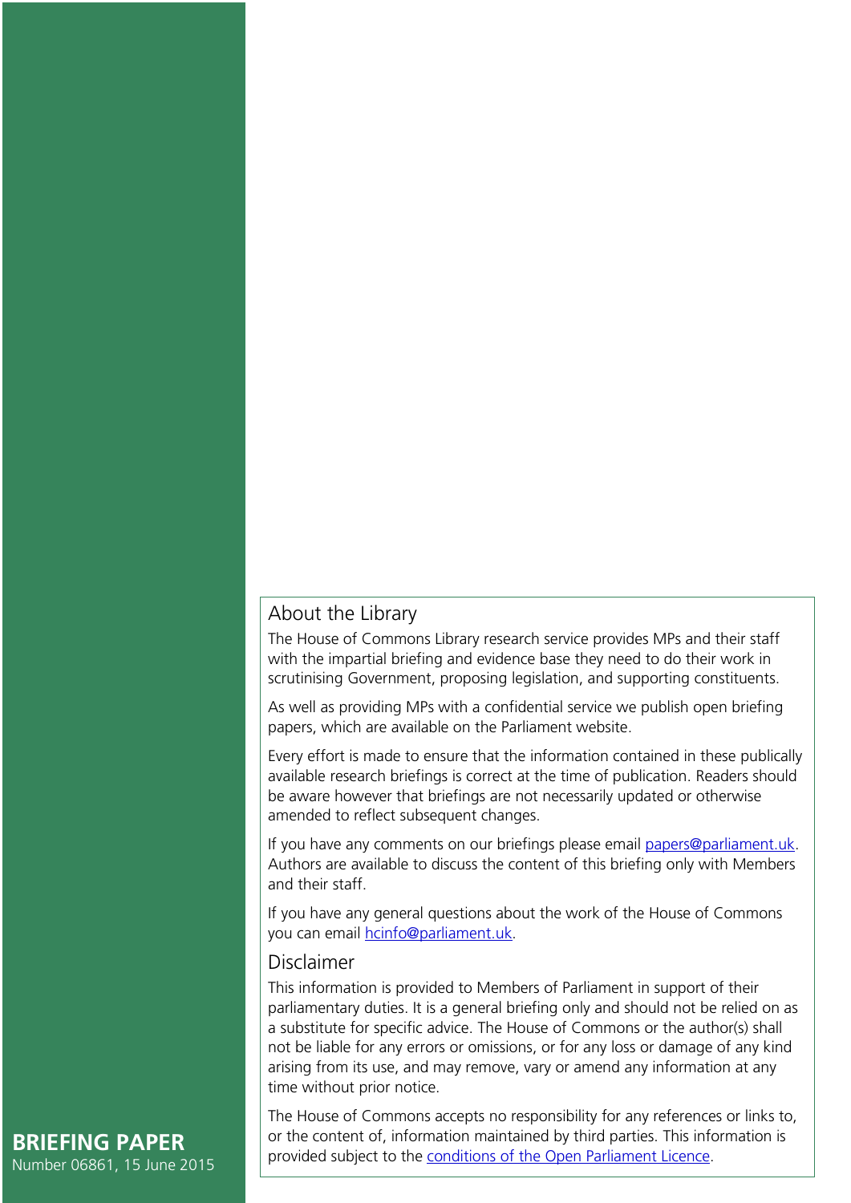## About the Library

The House of Commons Library research service provides MPs and their staff with the impartial briefing and evidence base they need to do their work in scrutinising Government, proposing legislation, and supporting constituents.

As well as providing MPs with a confidential service we publish open briefing papers, which are available on the Parliament website.

Every effort is made to ensure that the information contained in these publically available research briefings is correct at the time of publication. Readers should be aware however that briefings are not necessarily updated or otherwise amended to reflect subsequent changes.

If you have any comments on our briefings please email papers@parliament.uk. Authors are available to discuss the content of this briefing only with Members and their staff.

If you have any general questions about the work of the House of Commons you can email hcinfo@parliament.uk.

## Disclaimer

This information is provided to Members of Parliament in support of their parliamentary duties. It is a general briefing only and should not be relied on as a substitute for specific advice. The House of Commons or the author(s) shall not be liable for any errors or omissions, or for any loss or damage of any kind arising from its use, and may remove, vary or amend any information at any time without prior notice.

The House of Commons accepts no responsibility for any references or links to, or the content of, information maintained by third parties. This information is provided subject to the conditions of the Open Parliament Licence.

**BRIEFING PAPER**
Number 06861, 15 June 2015